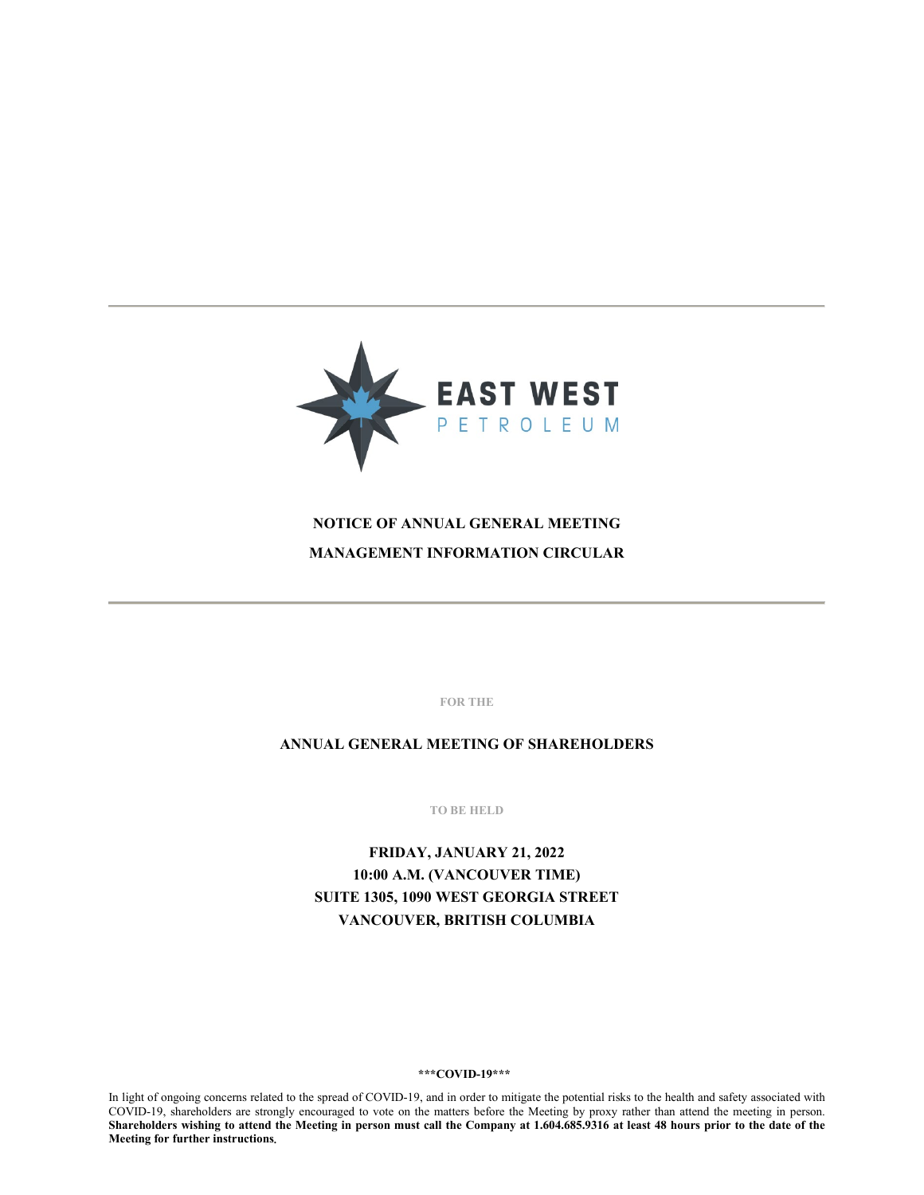EAST WEST PETROLEUM

# NOTICE OF ANNUAL GENERAL MEETING

# MANAGEMENT INFORMATION CIRCULAR

FOR THE

## ANNUAL GENERAL MEETING OF SHAREHOLDERS

TO BE HELD

**FRIDAY, JANUARY 21, 2022**
**10:00 A.M. (VANCOUVER TIME)**
**SUITE 1305, 1090 WEST GEORGIA STREET**
**VANCOUVER, BRITISH COLUMBIA**

**\*\*\*COVID-19\*\*\***

In light of ongoing concerns related to the spread of COVID-19, and in order to mitigate the potential risks to the health and safety associated with COVID-19, shareholders are strongly encouraged to vote on the matters before the Meeting by proxy rather than attend the meeting in person. **Shareholders wishing to attend the Meeting in person must call the Company at 1.604.685.9316 at least 48 hours prior to the date of the Meeting for further instructions.**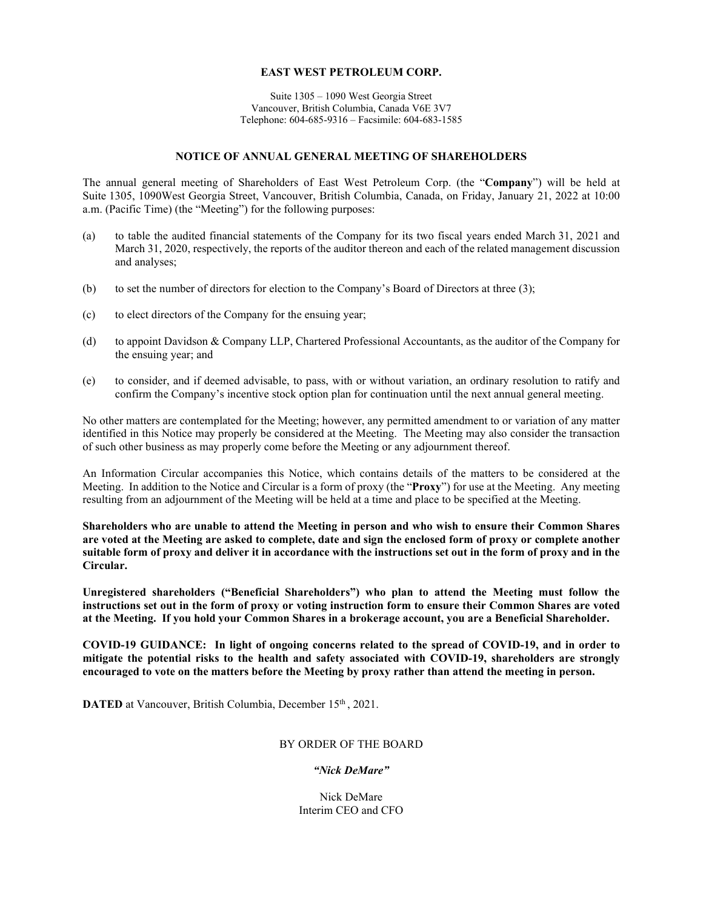# EAST WEST PETROLEUM CORP.

Suite 1305 – 1090 West Georgia Street
Vancouver, British Columbia, Canada V6E 3V7
Telephone: 604-685-9316 – Facsimile: 604-683-1585

## NOTICE OF ANNUAL GENERAL MEETING OF SHAREHOLDERS

The annual general meeting of Shareholders of East West Petroleum Corp. (the "**Company**") will be held at Suite 1305, 1090West Georgia Street, Vancouver, British Columbia, Canada, on Friday, January 21, 2022 at 10:00 a.m. (Pacific Time) (the "Meeting") for the following purposes:

(a) to table the audited financial statements of the Company for its two fiscal years ended March 31, 2021 and March 31, 2020, respectively, the reports of the auditor thereon and each of the related management discussion and analyses;

(b) to set the number of directors for election to the Company's Board of Directors at three (3);

(c) to elect directors of the Company for the ensuing year;

(d) to appoint Davidson & Company LLP, Chartered Professional Accountants, as the auditor of the Company for the ensuing year; and

(e) to consider, and if deemed advisable, to pass, with or without variation, an ordinary resolution to ratify and confirm the Company's incentive stock option plan for continuation until the next annual general meeting.

No other matters are contemplated for the Meeting; however, any permitted amendment to or variation of any matter identified in this Notice may properly be considered at the Meeting. The Meeting may also consider the transaction of such other business as may properly come before the Meeting or any adjournment thereof.

An Information Circular accompanies this Notice, which contains details of the matters to be considered at the Meeting. In addition to the Notice and Circular is a form of proxy (the "**Proxy**") for use at the Meeting. Any meeting resulting from an adjournment of the Meeting will be held at a time and place to be specified at the Meeting.

**Shareholders who are unable to attend the Meeting in person and who wish to ensure their Common Shares are voted at the Meeting are asked to complete, date and sign the enclosed form of proxy or complete another suitable form of proxy and deliver it in accordance with the instructions set out in the form of proxy and in the Circular.**

**Unregistered shareholders ("Beneficial Shareholders") who plan to attend the Meeting must follow the instructions set out in the form of proxy or voting instruction form to ensure their Common Shares are voted at the Meeting. If you hold your Common Shares in a brokerage account, you are a Beneficial Shareholder.**

**COVID-19 GUIDANCE: In light of ongoing concerns related to the spread of COVID-19, and in order to mitigate the potential risks to the health and safety associated with COVID-19, shareholders are strongly encouraged to vote on the matters before the Meeting by proxy rather than attend the meeting in person.**

**DATED** at Vancouver, British Columbia, December 15th , 2021.

BY ORDER OF THE BOARD

***"Nick DeMare"***

Nick DeMare
Interim CEO and CFO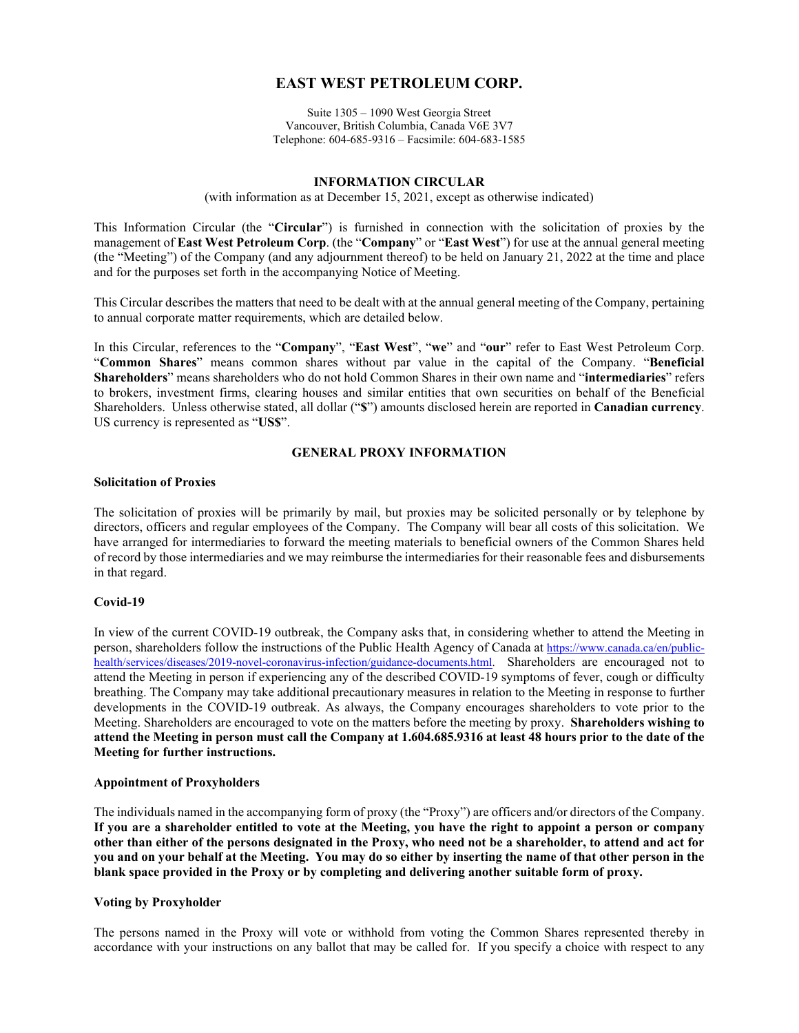# EAST WEST PETROLEUM CORP.

Suite 1305 – 1090 West Georgia Street
Vancouver, British Columbia, Canada V6E 3V7
Telephone: 604-685-9316 – Facsimile: 604-683-1585

## INFORMATION CIRCULAR

(with information as at December 15, 2021, except as otherwise indicated)

This Information Circular (the "**Circular**") is furnished in connection with the solicitation of proxies by the management of **East West Petroleum Corp**. (the "**Company**" or "**East West**") for use at the annual general meeting (the "Meeting") of the Company (and any adjournment thereof) to be held on January 21, 2022 at the time and place and for the purposes set forth in the accompanying Notice of Meeting.

This Circular describes the matters that need to be dealt with at the annual general meeting of the Company, pertaining to annual corporate matter requirements, which are detailed below.

In this Circular, references to the "**Company**", "**East West**", "**we**" and "**our**" refer to East West Petroleum Corp. "**Common Shares**" means common shares without par value in the capital of the Company. "**Beneficial Shareholders**" means shareholders who do not hold Common Shares in their own name and "**intermediaries**" refers to brokers, investment firms, clearing houses and similar entities that own securities on behalf of the Beneficial Shareholders. Unless otherwise stated, all dollar ("**$**") amounts disclosed herein are reported in **Canadian currency**. US currency is represented as "**US$**".

## GENERAL PROXY INFORMATION

### Solicitation of Proxies

The solicitation of proxies will be primarily by mail, but proxies may be solicited personally or by telephone by directors, officers and regular employees of the Company. The Company will bear all costs of this solicitation. We have arranged for intermediaries to forward the meeting materials to beneficial owners of the Common Shares held of record by those intermediaries and we may reimburse the intermediaries for their reasonable fees and disbursements in that regard.

### Covid-19

In view of the current COVID-19 outbreak, the Company asks that, in considering whether to attend the Meeting in person, shareholders follow the instructions of the Public Health Agency of Canada at https://www.canada.ca/en/public-health/services/diseases/2019-novel-coronavirus-infection/guidance-documents.html. Shareholders are encouraged not to attend the Meeting in person if experiencing any of the described COVID-19 symptoms of fever, cough or difficulty breathing. The Company may take additional precautionary measures in relation to the Meeting in response to further developments in the COVID-19 outbreak. As always, the Company encourages shareholders to vote prior to the Meeting. Shareholders are encouraged to vote on the matters before the meeting by proxy. **Shareholders wishing to attend the Meeting in person must call the Company at 1.604.685.9316 at least 48 hours prior to the date of the Meeting for further instructions.**

### Appointment of Proxyholders

The individuals named in the accompanying form of proxy (the "Proxy") are officers and/or directors of the Company. **If you are a shareholder entitled to vote at the Meeting, you have the right to appoint a person or company other than either of the persons designated in the Proxy, who need not be a shareholder, to attend and act for you and on your behalf at the Meeting. You may do so either by inserting the name of that other person in the blank space provided in the Proxy or by completing and delivering another suitable form of proxy.**

### Voting by Proxyholder

The persons named in the Proxy will vote or withhold from voting the Common Shares represented thereby in accordance with your instructions on any ballot that may be called for. If you specify a choice with respect to any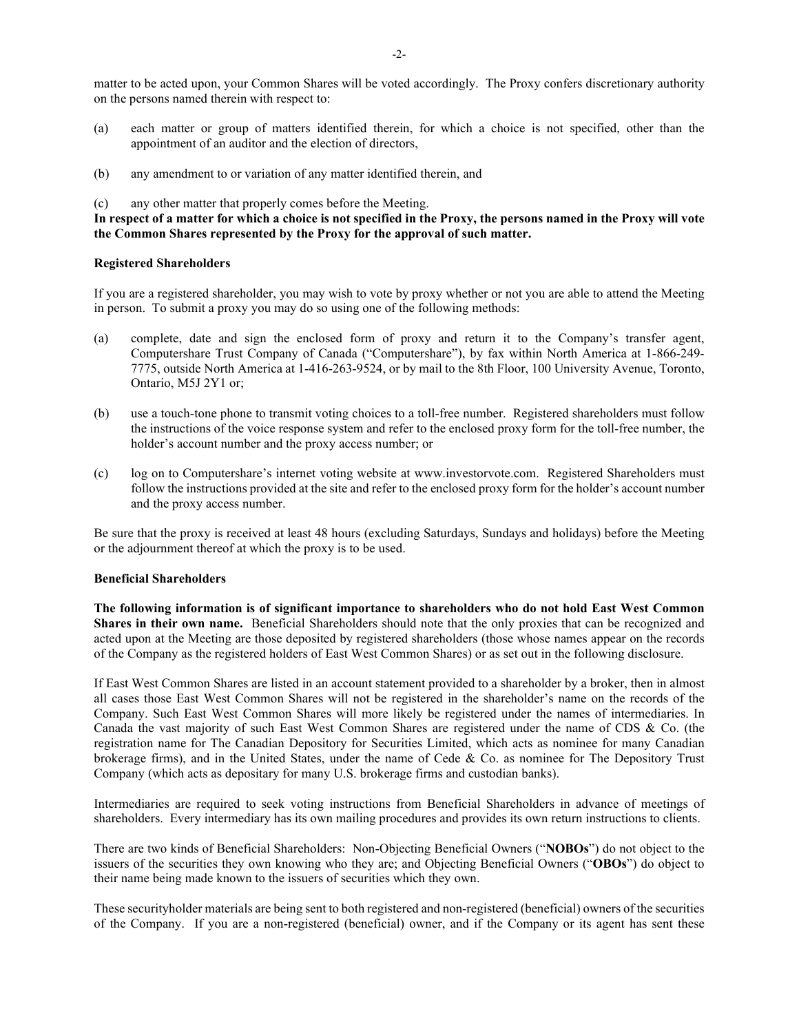matter to be acted upon, your Common Shares will be voted accordingly. The Proxy confers discretionary authority on the persons named therein with respect to:

(a) each matter or group of matters identified therein, for which a choice is not specified, other than the appointment of an auditor and the election of directors,

(b) any amendment to or variation of any matter identified therein, and

(c) any other matter that properly comes before the Meeting.

**In respect of a matter for which a choice is not specified in the Proxy, the persons named in the Proxy will vote the Common Shares represented by the Proxy for the approval of such matter.**

**Registered Shareholders**

If you are a registered shareholder, you may wish to vote by proxy whether or not you are able to attend the Meeting in person. To submit a proxy you may do so using one of the following methods:

(a) complete, date and sign the enclosed form of proxy and return it to the Company's transfer agent, Computershare Trust Company of Canada ("Computershare"), by fax within North America at 1-866-249-7775, outside North America at 1-416-263-9524, or by mail to the 8th Floor, 100 University Avenue, Toronto, Ontario, M5J 2Y1 or;

(b) use a touch-tone phone to transmit voting choices to a toll-free number. Registered shareholders must follow the instructions of the voice response system and refer to the enclosed proxy form for the toll-free number, the holder's account number and the proxy access number; or

(c) log on to Computershare's internet voting website at www.investorvote.com. Registered Shareholders must follow the instructions provided at the site and refer to the enclosed proxy form for the holder's account number and the proxy access number.

Be sure that the proxy is received at least 48 hours (excluding Saturdays, Sundays and holidays) before the Meeting or the adjournment thereof at which the proxy is to be used.

**Beneficial Shareholders**

**The following information is of significant importance to shareholders who do not hold East West Common Shares in their own name.** Beneficial Shareholders should note that the only proxies that can be recognized and acted upon at the Meeting are those deposited by registered shareholders (those whose names appear on the records of the Company as the registered holders of East West Common Shares) or as set out in the following disclosure.

If East West Common Shares are listed in an account statement provided to a shareholder by a broker, then in almost all cases those East West Common Shares will not be registered in the shareholder's name on the records of the Company. Such East West Common Shares will more likely be registered under the names of intermediaries. In Canada the vast majority of such East West Common Shares are registered under the name of CDS & Co. (the registration name for The Canadian Depository for Securities Limited, which acts as nominee for many Canadian brokerage firms), and in the United States, under the name of Cede & Co. as nominee for The Depository Trust Company (which acts as depositary for many U.S. brokerage firms and custodian banks).

Intermediaries are required to seek voting instructions from Beneficial Shareholders in advance of meetings of shareholders. Every intermediary has its own mailing procedures and provides its own return instructions to clients.

There are two kinds of Beneficial Shareholders: Non-Objecting Beneficial Owners ("**NOBOs**") do not object to the issuers of the securities they own knowing who they are; and Objecting Beneficial Owners ("**OBOs**") do object to their name being made known to the issuers of securities which they own.

These securityholder materials are being sent to both registered and non-registered (beneficial) owners of the securities of the Company. If you are a non-registered (beneficial) owner, and if the Company or its agent has sent these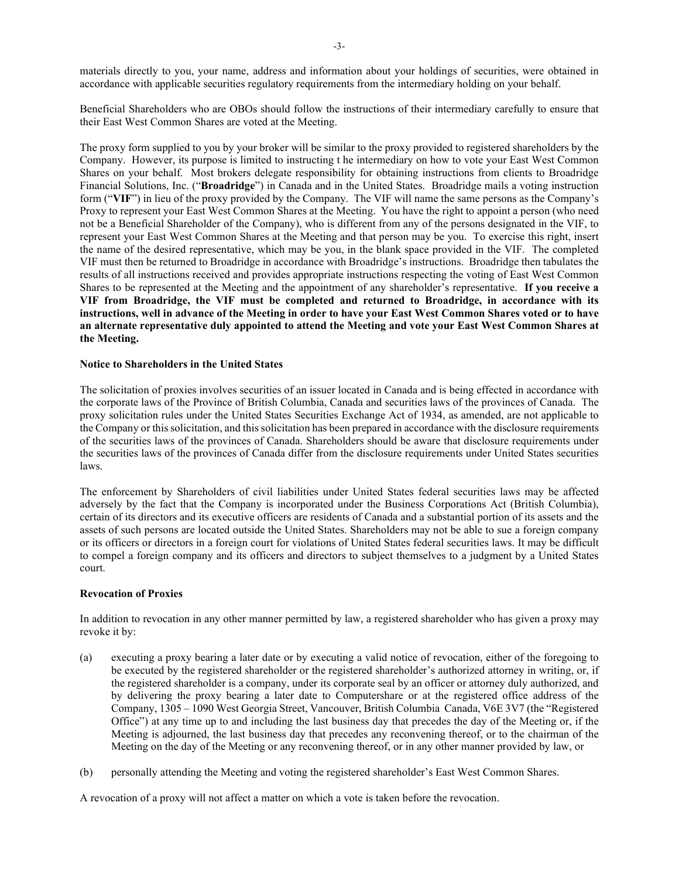materials directly to you, your name, address and information about your holdings of securities, were obtained in accordance with applicable securities regulatory requirements from the intermediary holding on your behalf.

Beneficial Shareholders who are OBOs should follow the instructions of their intermediary carefully to ensure that their East West Common Shares are voted at the Meeting.

The proxy form supplied to you by your broker will be similar to the proxy provided to registered shareholders by the Company. However, its purpose is limited to instructing t he intermediary on how to vote your East West Common Shares on your behalf. Most brokers delegate responsibility for obtaining instructions from clients to Broadridge Financial Solutions, Inc. ("**Broadridge**") in Canada and in the United States. Broadridge mails a voting instruction form ("**VIF**") in lieu of the proxy provided by the Company. The VIF will name the same persons as the Company's Proxy to represent your East West Common Shares at the Meeting. You have the right to appoint a person (who need not be a Beneficial Shareholder of the Company), who is different from any of the persons designated in the VIF, to represent your East West Common Shares at the Meeting and that person may be you. To exercise this right, insert the name of the desired representative, which may be you, in the blank space provided in the VIF. The completed VIF must then be returned to Broadridge in accordance with Broadridge's instructions. Broadridge then tabulates the results of all instructions received and provides appropriate instructions respecting the voting of East West Common Shares to be represented at the Meeting and the appointment of any shareholder's representative. **If you receive a VIF from Broadridge, the VIF must be completed and returned to Broadridge, in accordance with its instructions, well in advance of the Meeting in order to have your East West Common Shares voted or to have an alternate representative duly appointed to attend the Meeting and vote your East West Common Shares at the Meeting.**

**Notice to Shareholders in the United States**

The solicitation of proxies involves securities of an issuer located in Canada and is being effected in accordance with the corporate laws of the Province of British Columbia, Canada and securities laws of the provinces of Canada. The proxy solicitation rules under the United States Securities Exchange Act of 1934, as amended, are not applicable to the Company or this solicitation, and this solicitation has been prepared in accordance with the disclosure requirements of the securities laws of the provinces of Canada. Shareholders should be aware that disclosure requirements under the securities laws of the provinces of Canada differ from the disclosure requirements under United States securities laws.

The enforcement by Shareholders of civil liabilities under United States federal securities laws may be affected adversely by the fact that the Company is incorporated under the Business Corporations Act (British Columbia), certain of its directors and its executive officers are residents of Canada and a substantial portion of its assets and the assets of such persons are located outside the United States. Shareholders may not be able to sue a foreign company or its officers or directors in a foreign court for violations of United States federal securities laws. It may be difficult to compel a foreign company and its officers and directors to subject themselves to a judgment by a United States court.

**Revocation of Proxies**

In addition to revocation in any other manner permitted by law, a registered shareholder who has given a proxy may revoke it by:

(a) executing a proxy bearing a later date or by executing a valid notice of revocation, either of the foregoing to be executed by the registered shareholder or the registered shareholder's authorized attorney in writing, or, if the registered shareholder is a company, under its corporate seal by an officer or attorney duly authorized, and by delivering the proxy bearing a later date to Computershare or at the registered office address of the Company, 1305 – 1090 West Georgia Street, Vancouver, British Columbia Canada, V6E 3V7 (the "Registered Office") at any time up to and including the last business day that precedes the day of the Meeting or, if the Meeting is adjourned, the last business day that precedes any reconvening thereof, or to the chairman of the Meeting on the day of the Meeting or any reconvening thereof, or in any other manner provided by law, or

(b) personally attending the Meeting and voting the registered shareholder's East West Common Shares.

A revocation of a proxy will not affect a matter on which a vote is taken before the revocation.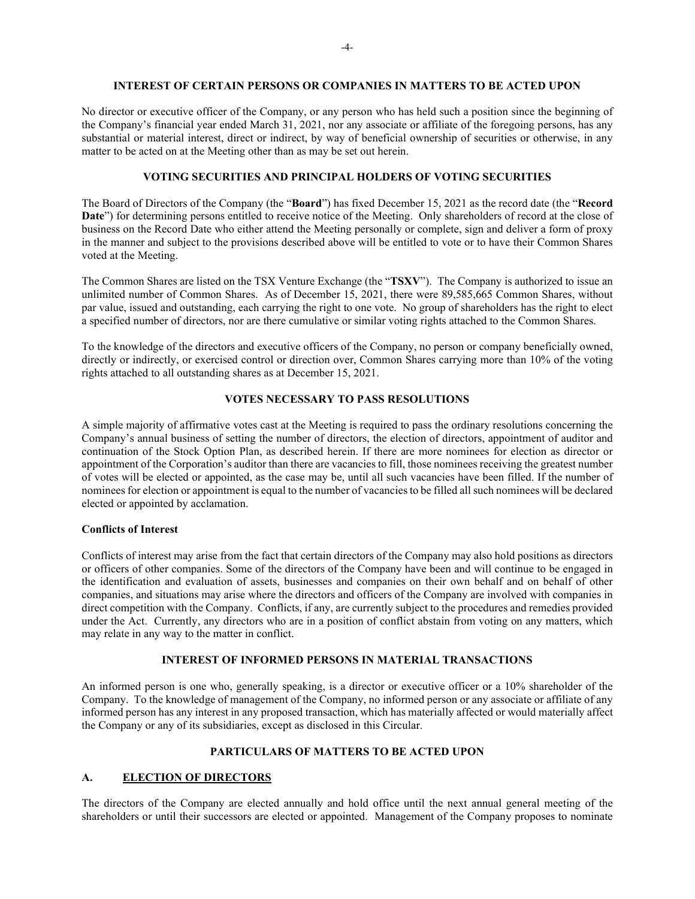## INTEREST OF CERTAIN PERSONS OR COMPANIES IN MATTERS TO BE ACTED UPON

No director or executive officer of the Company, or any person who has held such a position since the beginning of the Company's financial year ended March 31, 2021, nor any associate or affiliate of the foregoing persons, has any substantial or material interest, direct or indirect, by way of beneficial ownership of securities or otherwise, in any matter to be acted on at the Meeting other than as may be set out herein.

## VOTING SECURITIES AND PRINCIPAL HOLDERS OF VOTING SECURITIES

The Board of Directors of the Company (the "**Board**") has fixed December 15, 2021 as the record date (the "**Record Date**") for determining persons entitled to receive notice of the Meeting. Only shareholders of record at the close of business on the Record Date who either attend the Meeting personally or complete, sign and deliver a form of proxy in the manner and subject to the provisions described above will be entitled to vote or to have their Common Shares voted at the Meeting.

The Common Shares are listed on the TSX Venture Exchange (the "**TSXV**"). The Company is authorized to issue an unlimited number of Common Shares. As of December 15, 2021, there were 89,585,665 Common Shares, without par value, issued and outstanding, each carrying the right to one vote. No group of shareholders has the right to elect a specified number of directors, nor are there cumulative or similar voting rights attached to the Common Shares.

To the knowledge of the directors and executive officers of the Company, no person or company beneficially owned, directly or indirectly, or exercised control or direction over, Common Shares carrying more than 10% of the voting rights attached to all outstanding shares as at December 15, 2021.

## VOTES NECESSARY TO PASS RESOLUTIONS

A simple majority of affirmative votes cast at the Meeting is required to pass the ordinary resolutions concerning the Company's annual business of setting the number of directors, the election of directors, appointment of auditor and continuation of the Stock Option Plan, as described herein. If there are more nominees for election as director or appointment of the Corporation's auditor than there are vacancies to fill, those nominees receiving the greatest number of votes will be elected or appointed, as the case may be, until all such vacancies have been filled. If the number of nominees for election or appointment is equal to the number of vacancies to be filled all such nominees will be declared elected or appointed by acclamation.

### Conflicts of Interest

Conflicts of interest may arise from the fact that certain directors of the Company may also hold positions as directors or officers of other companies. Some of the directors of the Company have been and will continue to be engaged in the identification and evaluation of assets, businesses and companies on their own behalf and on behalf of other companies, and situations may arise where the directors and officers of the Company are involved with companies in direct competition with the Company. Conflicts, if any, are currently subject to the procedures and remedies provided under the Act. Currently, any directors who are in a position of conflict abstain from voting on any matters, which may relate in any way to the matter in conflict.

## INTEREST OF INFORMED PERSONS IN MATERIAL TRANSACTIONS

An informed person is one who, generally speaking, is a director or executive officer or a 10% shareholder of the Company. To the knowledge of management of the Company, no informed person or any associate or affiliate of any informed person has any interest in any proposed transaction, which has materially affected or would materially affect the Company or any of its subsidiaries, except as disclosed in this Circular.

## PARTICULARS OF MATTERS TO BE ACTED UPON

### A. ELECTION OF DIRECTORS

The directors of the Company are elected annually and hold office until the next annual general meeting of the shareholders or until their successors are elected or appointed. Management of the Company proposes to nominate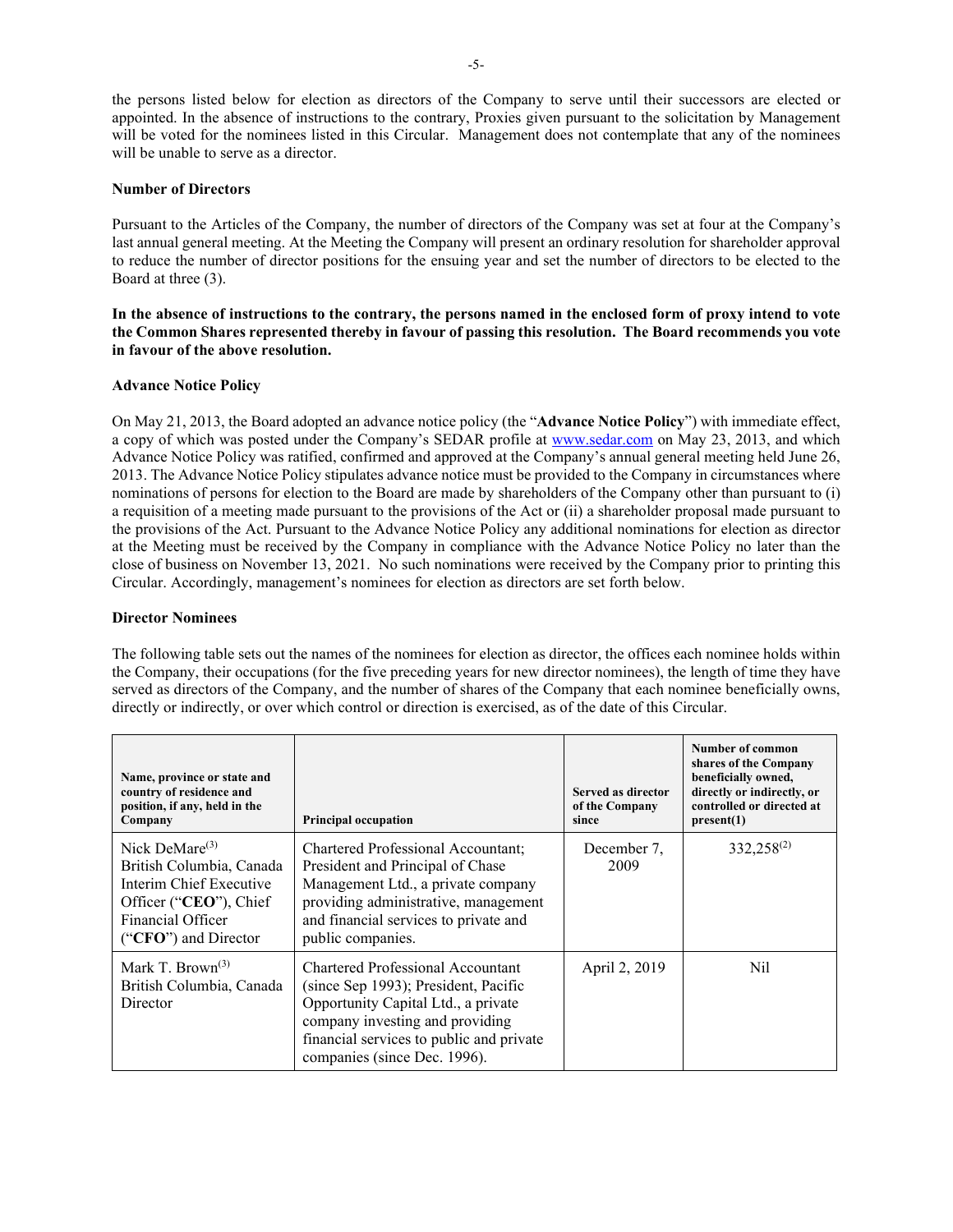the persons listed below for election as directors of the Company to serve until their successors are elected or appointed. In the absence of instructions to the contrary, Proxies given pursuant to the solicitation by Management will be voted for the nominees listed in this Circular. Management does not contemplate that any of the nominees will be unable to serve as a director.

**Number of Directors**

Pursuant to the Articles of the Company, the number of directors of the Company was set at four at the Company's last annual general meeting. At the Meeting the Company will present an ordinary resolution for shareholder approval to reduce the number of director positions for the ensuing year and set the number of directors to be elected to the Board at three (3).

**In the absence of instructions to the contrary, the persons named in the enclosed form of proxy intend to vote the Common Shares represented thereby in favour of passing this resolution. The Board recommends you vote in favour of the above resolution.**

**Advance Notice Policy**

On May 21, 2013, the Board adopted an advance notice policy (the "**Advance Notice Policy**") with immediate effect, a copy of which was posted under the Company's SEDAR profile at www.sedar.com on May 23, 2013, and which Advance Notice Policy was ratified, confirmed and approved at the Company's annual general meeting held June 26, 2013. The Advance Notice Policy stipulates advance notice must be provided to the Company in circumstances where nominations of persons for election to the Board are made by shareholders of the Company other than pursuant to (i) a requisition of a meeting made pursuant to the provisions of the Act or (ii) a shareholder proposal made pursuant to the provisions of the Act. Pursuant to the Advance Notice Policy any additional nominations for election as director at the Meeting must be received by the Company in compliance with the Advance Notice Policy no later than the close of business on November 13, 2021. No such nominations were received by the Company prior to printing this Circular. Accordingly, management's nominees for election as directors are set forth below.

**Director Nominees**

The following table sets out the names of the nominees for election as director, the offices each nominee holds within the Company, their occupations (for the five preceding years for new director nominees), the length of time they have served as directors of the Company, and the number of shares of the Company that each nominee beneficially owns, directly or indirectly, or over which control or direction is exercised, as of the date of this Circular.

| Name, province or state and country of residence and position, if any, held in the Company | Principal occupation | Served as director of the Company since | Number of common shares of the Company beneficially owned, directly or indirectly, or controlled or directed at present(1) |
|---|---|---|---|
| Nick DeMare[(3)]<br>British Columbia, Canada<br>Interim Chief Executive Officer ("**CEO**"), Chief Financial Officer ("**CFO**") and Director | Chartered Professional Accountant; President and Principal of Chase Management Ltd., a private company providing administrative, management and financial services to private and public companies. | December 7, 2009 | 332,258[(2)] |
| Mark T. Brown[(3)]<br>British Columbia, Canada<br>Director | Chartered Professional Accountant (since Sep 1993); President, Pacific Opportunity Capital Ltd., a private company investing and providing financial services to public and private companies (since Dec. 1996). | April 2, 2019 | Nil |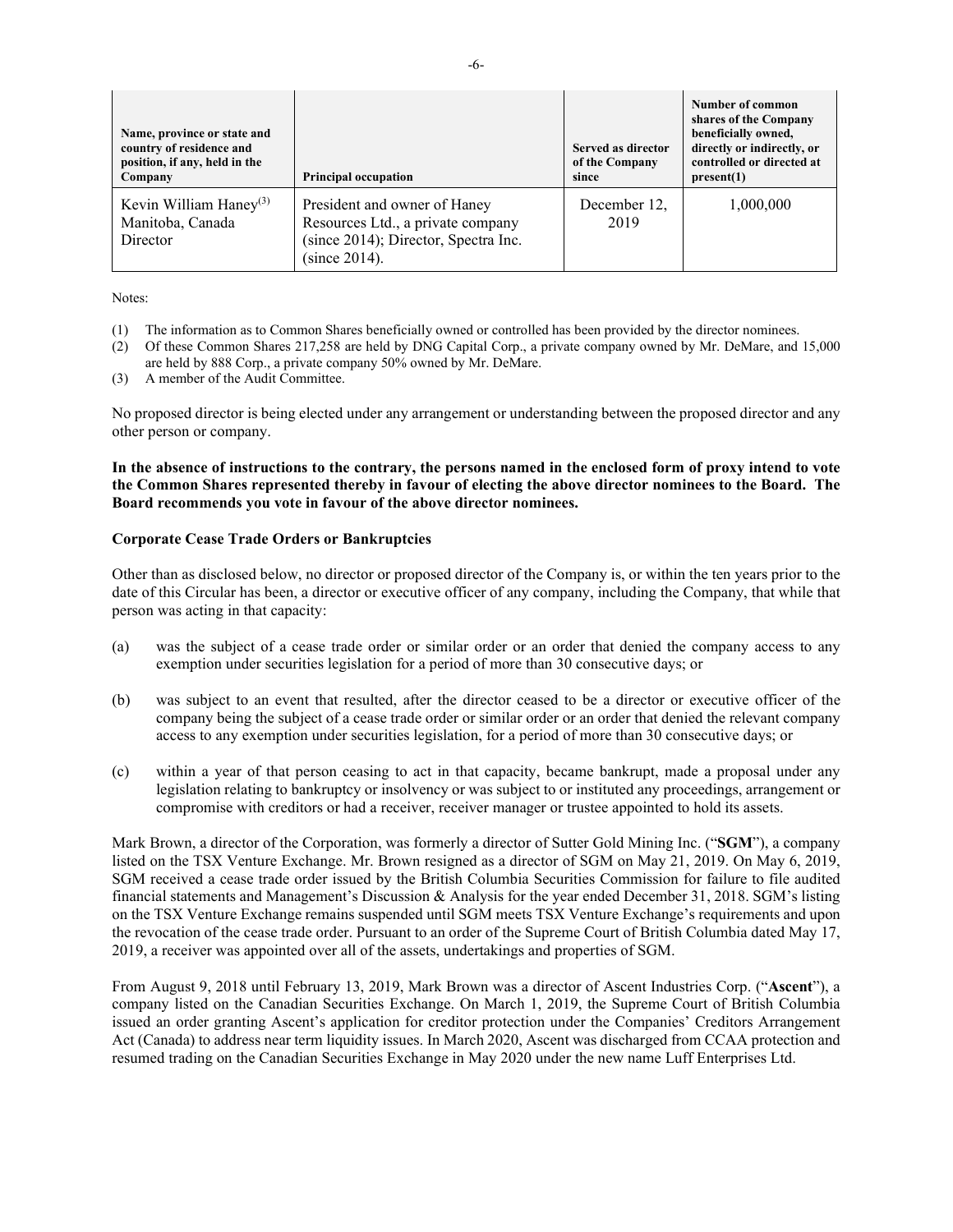| Name, province or state and country of residence and position, if any, held in the Company | Principal occupation | Served as director of the Company since | Number of common shares of the Company beneficially owned, directly or indirectly, or controlled or directed at present(1) |
| --- | --- | --- | --- |
| Kevin William Haney[(3)] Manitoba, Canada Director | President and owner of Haney Resources Ltd., a private company (since 2014); Director, Spectra Inc. (since 2014). | December 12, 2019 | 1,000,000 |

Notes:

(1) The information as to Common Shares beneficially owned or controlled has been provided by the director nominees.
(2) Of these Common Shares 217,258 are held by DNG Capital Corp., a private company owned by Mr. DeMare, and 15,000 are held by 888 Corp., a private company 50% owned by Mr. DeMare.
(3) A member of the Audit Committee.

No proposed director is being elected under any arrangement or understanding between the proposed director and any other person or company.

**In the absence of instructions to the contrary, the persons named in the enclosed form of proxy intend to vote the Common Shares represented thereby in favour of electing the above director nominees to the Board. The Board recommends you vote in favour of the above director nominees.**

**Corporate Cease Trade Orders or Bankruptcies**

Other than as disclosed below, no director or proposed director of the Company is, or within the ten years prior to the date of this Circular has been, a director or executive officer of any company, including the Company, that while that person was acting in that capacity:

(a) was the subject of a cease trade order or similar order or an order that denied the company access to any exemption under securities legislation for a period of more than 30 consecutive days; or

(b) was subject to an event that resulted, after the director ceased to be a director or executive officer of the company being the subject of a cease trade order or similar order or an order that denied the relevant company access to any exemption under securities legislation, for a period of more than 30 consecutive days; or

(c) within a year of that person ceasing to act in that capacity, became bankrupt, made a proposal under any legislation relating to bankruptcy or insolvency or was subject to or instituted any proceedings, arrangement or compromise with creditors or had a receiver, receiver manager or trustee appointed to hold its assets.

Mark Brown, a director of the Corporation, was formerly a director of Sutter Gold Mining Inc. ("**SGM**"), a company listed on the TSX Venture Exchange. Mr. Brown resigned as a director of SGM on May 21, 2019. On May 6, 2019, SGM received a cease trade order issued by the British Columbia Securities Commission for failure to file audited financial statements and Management's Discussion & Analysis for the year ended December 31, 2018. SGM's listing on the TSX Venture Exchange remains suspended until SGM meets TSX Venture Exchange's requirements and upon the revocation of the cease trade order. Pursuant to an order of the Supreme Court of British Columbia dated May 17, 2019, a receiver was appointed over all of the assets, undertakings and properties of SGM.

From August 9, 2018 until February 13, 2019, Mark Brown was a director of Ascent Industries Corp. ("**Ascent**"), a company listed on the Canadian Securities Exchange. On March 1, 2019, the Supreme Court of British Columbia issued an order granting Ascent's application for creditor protection under the Companies' Creditors Arrangement Act (Canada) to address near term liquidity issues. In March 2020, Ascent was discharged from CCAA protection and resumed trading on the Canadian Securities Exchange in May 2020 under the new name Luff Enterprises Ltd.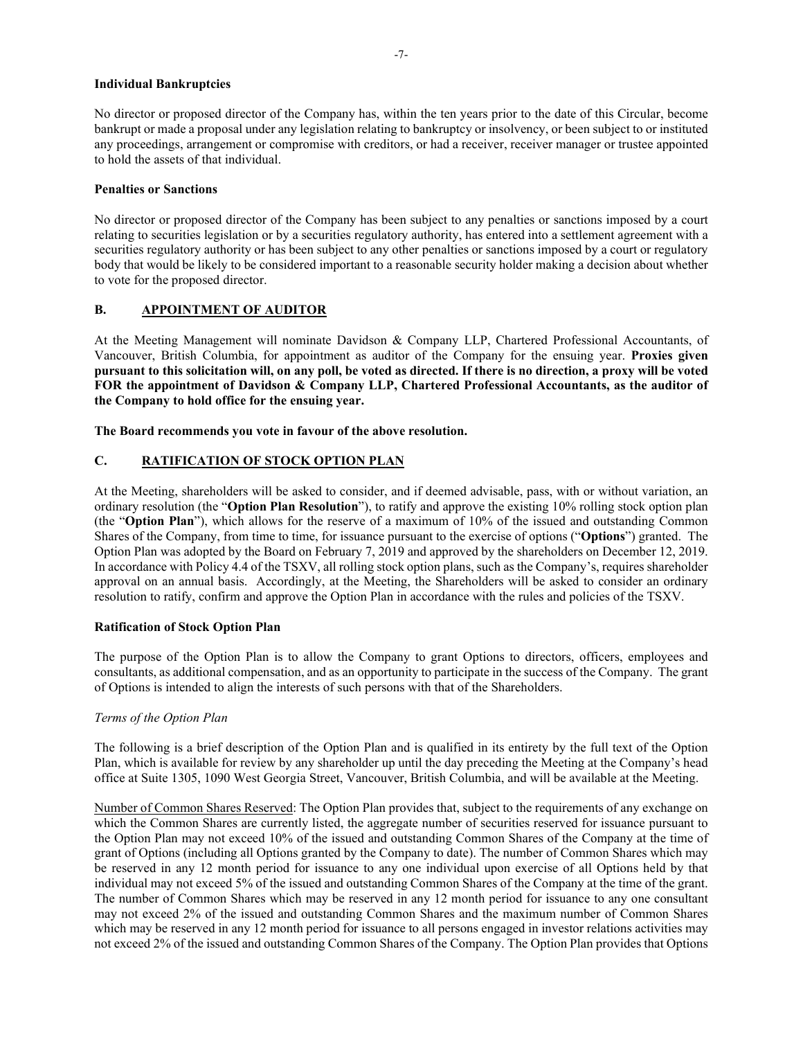### Individual Bankruptcies

No director or proposed director of the Company has, within the ten years prior to the date of this Circular, become bankrupt or made a proposal under any legislation relating to bankruptcy or insolvency, or been subject to or instituted any proceedings, arrangement or compromise with creditors, or had a receiver, receiver manager or trustee appointed to hold the assets of that individual.

### Penalties or Sanctions

No director or proposed director of the Company has been subject to any penalties or sanctions imposed by a court relating to securities legislation or by a securities regulatory authority, has entered into a settlement agreement with a securities regulatory authority or has been subject to any other penalties or sanctions imposed by a court or regulatory body that would be likely to be considered important to a reasonable security holder making a decision about whether to vote for the proposed director.

## B. APPOINTMENT OF AUDITOR

At the Meeting Management will nominate Davidson & Company LLP, Chartered Professional Accountants, of Vancouver, British Columbia, for appointment as auditor of the Company for the ensuing year. **Proxies given pursuant to this solicitation will, on any poll, be voted as directed. If there is no direction, a proxy will be voted FOR the appointment of Davidson & Company LLP, Chartered Professional Accountants, as the auditor of the Company to hold office for the ensuing year.**

**The Board recommends you vote in favour of the above resolution.**

## C. RATIFICATION OF STOCK OPTION PLAN

At the Meeting, shareholders will be asked to consider, and if deemed advisable, pass, with or without variation, an ordinary resolution (the "**Option Plan Resolution**"), to ratify and approve the existing 10% rolling stock option plan (the "**Option Plan**"), which allows for the reserve of a maximum of 10% of the issued and outstanding Common Shares of the Company, from time to time, for issuance pursuant to the exercise of options ("**Options**") granted. The Option Plan was adopted by the Board on February 7, 2019 and approved by the shareholders on December 12, 2019. In accordance with Policy 4.4 of the TSXV, all rolling stock option plans, such as the Company's, requires shareholder approval on an annual basis. Accordingly, at the Meeting, the Shareholders will be asked to consider an ordinary resolution to ratify, confirm and approve the Option Plan in accordance with the rules and policies of the TSXV.

### Ratification of Stock Option Plan

The purpose of the Option Plan is to allow the Company to grant Options to directors, officers, employees and consultants, as additional compensation, and as an opportunity to participate in the success of the Company. The grant of Options is intended to align the interests of such persons with that of the Shareholders.

*Terms of the Option Plan*

The following is a brief description of the Option Plan and is qualified in its entirety by the full text of the Option Plan, which is available for review by any shareholder up until the day preceding the Meeting at the Company's head office at Suite 1305, 1090 West Georgia Street, Vancouver, British Columbia, and will be available at the Meeting.

Number of Common Shares Reserved: The Option Plan provides that, subject to the requirements of any exchange on which the Common Shares are currently listed, the aggregate number of securities reserved for issuance pursuant to the Option Plan may not exceed 10% of the issued and outstanding Common Shares of the Company at the time of grant of Options (including all Options granted by the Company to date). The number of Common Shares which may be reserved in any 12 month period for issuance to any one individual upon exercise of all Options held by that individual may not exceed 5% of the issued and outstanding Common Shares of the Company at the time of the grant. The number of Common Shares which may be reserved in any 12 month period for issuance to any one consultant may not exceed 2% of the issued and outstanding Common Shares and the maximum number of Common Shares which may be reserved in any 12 month period for issuance to all persons engaged in investor relations activities may not exceed 2% of the issued and outstanding Common Shares of the Company. The Option Plan provides that Options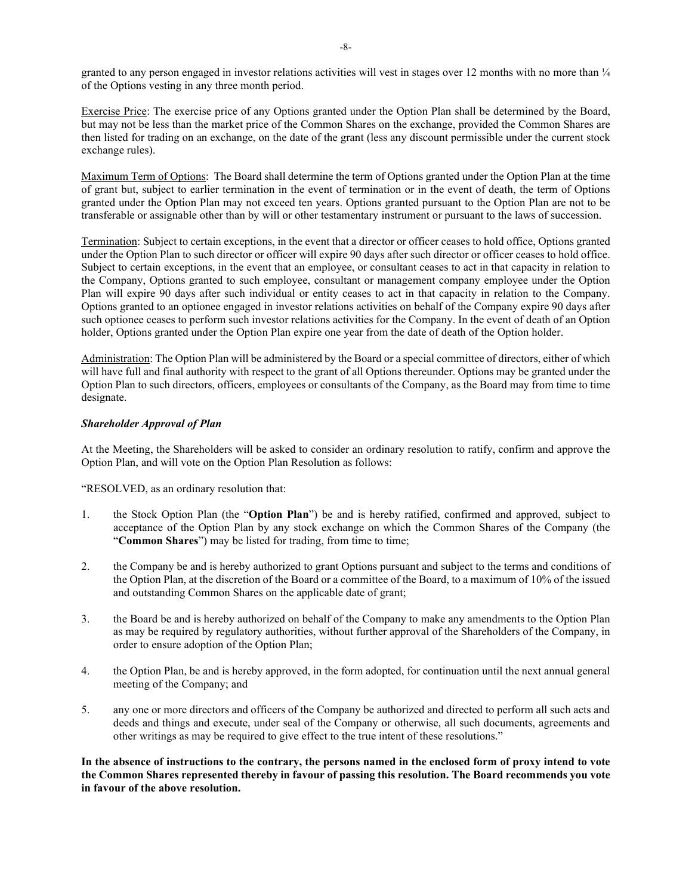granted to any person engaged in investor relations activities will vest in stages over 12 months with no more than ¼ of the Options vesting in any three month period.

Exercise Price: The exercise price of any Options granted under the Option Plan shall be determined by the Board, but may not be less than the market price of the Common Shares on the exchange, provided the Common Shares are then listed for trading on an exchange, on the date of the grant (less any discount permissible under the current stock exchange rules).

Maximum Term of Options: The Board shall determine the term of Options granted under the Option Plan at the time of grant but, subject to earlier termination in the event of termination or in the event of death, the term of Options granted under the Option Plan may not exceed ten years. Options granted pursuant to the Option Plan are not to be transferable or assignable other than by will or other testamentary instrument or pursuant to the laws of succession.

Termination: Subject to certain exceptions, in the event that a director or officer ceases to hold office, Options granted under the Option Plan to such director or officer will expire 90 days after such director or officer ceases to hold office. Subject to certain exceptions, in the event that an employee, or consultant ceases to act in that capacity in relation to the Company, Options granted to such employee, consultant or management company employee under the Option Plan will expire 90 days after such individual or entity ceases to act in that capacity in relation to the Company. Options granted to an optionee engaged in investor relations activities on behalf of the Company expire 90 days after such optionee ceases to perform such investor relations activities for the Company. In the event of death of an Option holder, Options granted under the Option Plan expire one year from the date of death of the Option holder.

Administration: The Option Plan will be administered by the Board or a special committee of directors, either of which will have full and final authority with respect to the grant of all Options thereunder. Options may be granted under the Option Plan to such directors, officers, employees or consultants of the Company, as the Board may from time to time designate.

***Shareholder Approval of Plan***

At the Meeting, the Shareholders will be asked to consider an ordinary resolution to ratify, confirm and approve the Option Plan, and will vote on the Option Plan Resolution as follows:

"RESOLVED, as an ordinary resolution that:

1. the Stock Option Plan (the "**Option Plan**") be and is hereby ratified, confirmed and approved, subject to acceptance of the Option Plan by any stock exchange on which the Common Shares of the Company (the "**Common Shares**") may be listed for trading, from time to time;

2. the Company be and is hereby authorized to grant Options pursuant and subject to the terms and conditions of the Option Plan, at the discretion of the Board or a committee of the Board, to a maximum of 10% of the issued and outstanding Common Shares on the applicable date of grant;

3. the Board be and is hereby authorized on behalf of the Company to make any amendments to the Option Plan as may be required by regulatory authorities, without further approval of the Shareholders of the Company, in order to ensure adoption of the Option Plan;

4. the Option Plan, be and is hereby approved, in the form adopted, for continuation until the next annual general meeting of the Company; and

5. any one or more directors and officers of the Company be authorized and directed to perform all such acts and deeds and things and execute, under seal of the Company or otherwise, all such documents, agreements and other writings as may be required to give effect to the true intent of these resolutions."

**In the absence of instructions to the contrary, the persons named in the enclosed form of proxy intend to vote the Common Shares represented thereby in favour of passing this resolution. The Board recommends you vote in favour of the above resolution.**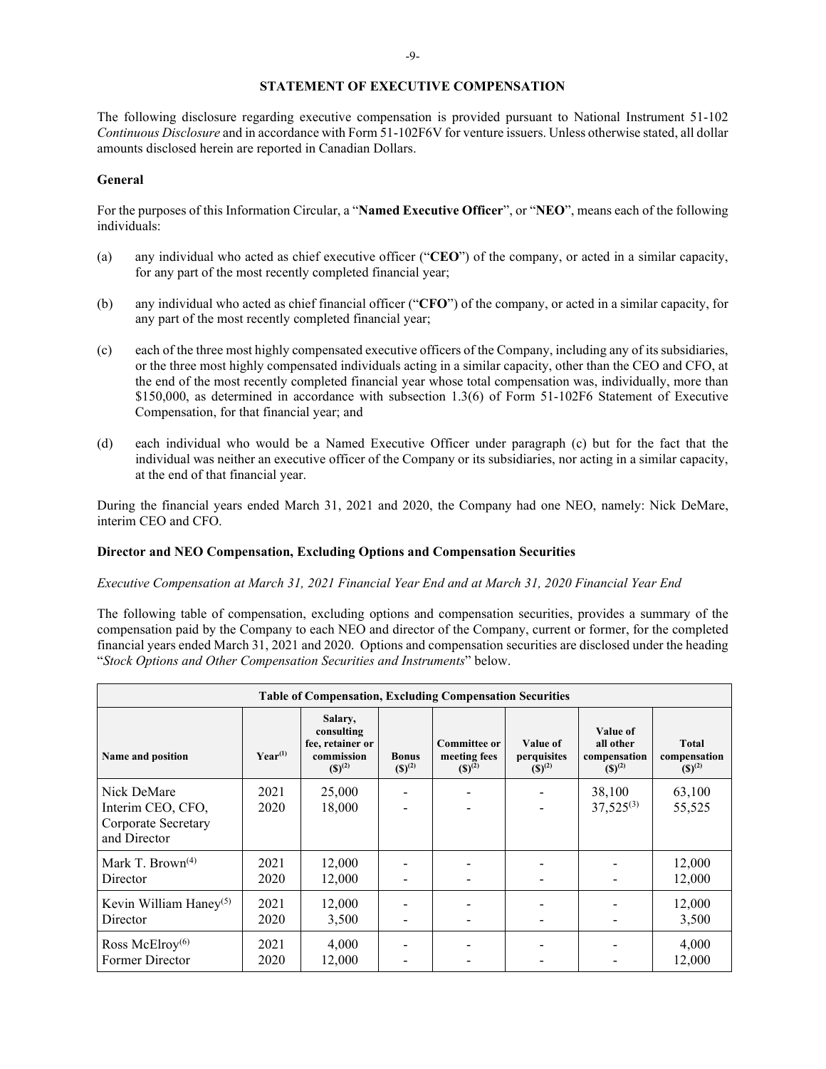## STATEMENT OF EXECUTIVE COMPENSATION

The following disclosure regarding executive compensation is provided pursuant to National Instrument 51-102 *Continuous Disclosure* and in accordance with Form 51-102F6V for venture issuers. Unless otherwise stated, all dollar amounts disclosed herein are reported in Canadian Dollars.

### General

For the purposes of this Information Circular, a "**Named Executive Officer**", or "**NEO**", means each of the following individuals:

(a) any individual who acted as chief executive officer ("**CEO**") of the company, or acted in a similar capacity, for any part of the most recently completed financial year;

(b) any individual who acted as chief financial officer ("**CFO**") of the company, or acted in a similar capacity, for any part of the most recently completed financial year;

(c) each of the three most highly compensated executive officers of the Company, including any of its subsidiaries, or the three most highly compensated individuals acting in a similar capacity, other than the CEO and CFO, at the end of the most recently completed financial year whose total compensation was, individually, more than $150,000, as determined in accordance with subsection 1.3(6) of Form 51-102F6 Statement of Executive Compensation, for that financial year; and

(d) each individual who would be a Named Executive Officer under paragraph (c) but for the fact that the individual was neither an executive officer of the Company or its subsidiaries, nor acting in a similar capacity, at the end of that financial year.

During the financial years ended March 31, 2021 and 2020, the Company had one NEO, namely: Nick DeMare, interim CEO and CFO.

### Director and NEO Compensation, Excluding Options and Compensation Securities

*Executive Compensation at March 31, 2021 Financial Year End and at March 31, 2020 Financial Year End*

The following table of compensation, excluding options and compensation securities, provides a summary of the compensation paid by the Company to each NEO and director of the Company, current or former, for the completed financial years ended March 31, 2021 and 2020. Options and compensation securities are disclosed under the heading "*Stock Options and Other Compensation Securities and Instruments*" below.

| Table of Compensation, Excluding Compensation Securities | | | | | | | |
|---|---|---|---|---|---|---|---|
| Name and position | Year[1] | Salary, consulting fee, retainer or commission ($)[2] | Bonus ($)[2] | Committee or meeting fees ($)[2] | Value of perquisites ($)[2] | Value of all other compensation ($)[2] | Total compensation ($)[2] |
| Nick DeMare<br>Interim CEO, CFO, Corporate Secretary and Director | 2021<br>2020 | 25,000<br>18,000 | -<br>- | -<br>- | -<br>- | 38,100<br>37,525[3] | 63,100<br>55,525 |
| Mark T. Brown[4]<br>Director | 2021<br>2020 | 12,000<br>12,000 | -<br>- | -<br>- | -<br>- | -<br>- | 12,000<br>12,000 |
| Kevin William Haney[5]<br>Director | 2021<br>2020 | 12,000<br>3,500 | -<br>- | -<br>- | -<br>- | -<br>- | 12,000<br>3,500 |
| Ross McElroy[6]<br>Former Director | 2021<br>2020 | 4,000<br>12,000 | -<br>- | -<br>- | -<br>- | -<br>- | 4,000<br>12,000 |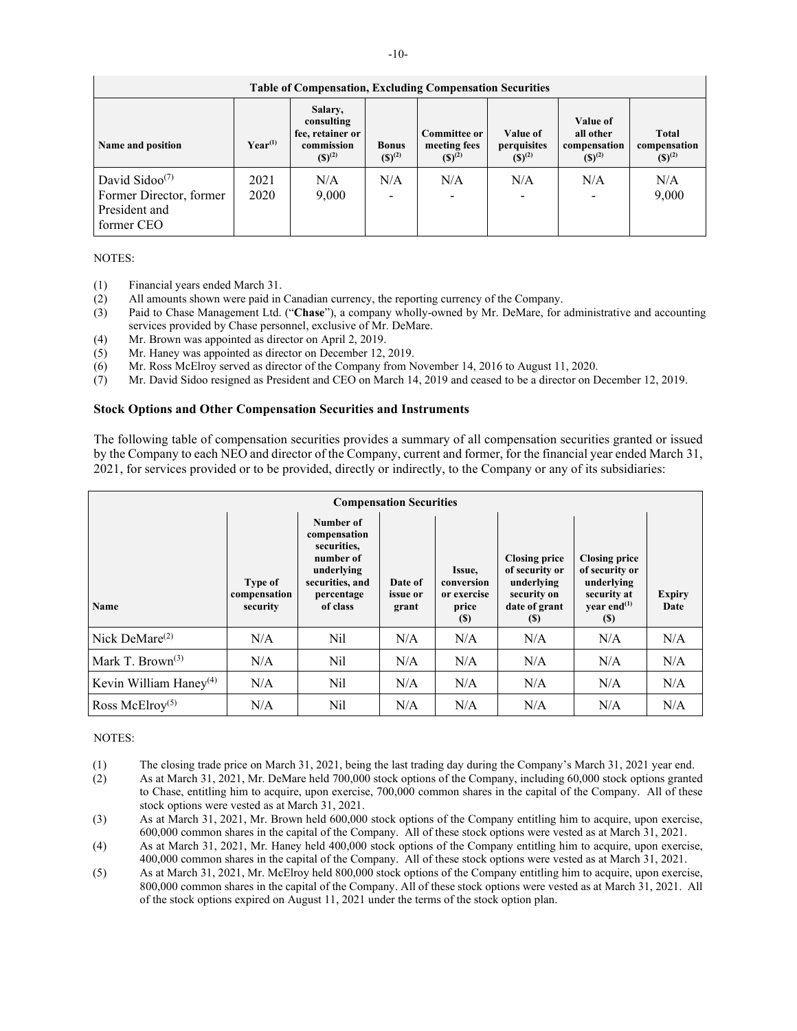| Table of Compensation, Excluding Compensation Securities | | | | | | | |
|---|---|---|---|---|---|---|---|
| Name and position | Year[(1)] | Salary, consulting fee, retainer or commission ($)[(2)] | Bonus ($)[(2)] | Committee or meeting fees ($)[(2)] | Value of perquisites ($)[(2)] | Value of all other compensation ($)[(2)] | Total compensation ($)[(2)] |
| David Sidoo[(7)] Former Director, former President and former CEO | 2021<br>2020 | N/A<br>9,000 | N/A<br>- | N/A<br>- | N/A<br>- | N/A<br>- | N/A<br>9,000 |

NOTES:

(1) Financial years ended March 31.
(2) All amounts shown were paid in Canadian currency, the reporting currency of the Company.
(3) Paid to Chase Management Ltd. ("**Chase**"), a company wholly-owned by Mr. DeMare, for administrative and accounting services provided by Chase personnel, exclusive of Mr. DeMare.
(4) Mr. Brown was appointed as director on April 2, 2019.
(5) Mr. Haney was appointed as director on December 12, 2019.
(6) Mr. Ross McElroy served as director of the Company from November 14, 2016 to August 11, 2020.
(7) Mr. David Sidoo resigned as President and CEO on March 14, 2019 and ceased to be a director on December 12, 2019.

### Stock Options and Other Compensation Securities and Instruments

The following table of compensation securities provides a summary of all compensation securities granted or issued by the Company to each NEO and director of the Company, current and former, for the financial year ended March 31, 2021, for services provided or to be provided, directly or indirectly, to the Company or any of its subsidiaries:

| Compensation Securities | | | | | | | |
|---|---|---|---|---|---|---|---|
| Name | Type of compensation security | Number of compensation securities, number of underlying securities, and percentage of class | Date of issue or grant | Issue, conversion or exercise price ($) | Closing price of security or underlying security on date of grant ($) | Closing price of security or underlying security at year end[(1)] ($) | Expiry Date |
| Nick DeMare[(2)] | N/A | Nil | N/A | N/A | N/A | N/A | N/A |
| Mark T. Brown[(3)] | N/A | Nil | N/A | N/A | N/A | N/A | N/A |
| Kevin William Haney[(4)] | N/A | Nil | N/A | N/A | N/A | N/A | N/A |
| Ross McElroy[(5)] | N/A | Nil | N/A | N/A | N/A | N/A | N/A |

NOTES:

(1) The closing trade price on March 31, 2021, being the last trading day during the Company's March 31, 2021 year end.
(2) As at March 31, 2021, Mr. DeMare held 700,000 stock options of the Company, including 60,000 stock options granted to Chase, entitling him to acquire, upon exercise, 700,000 common shares in the capital of the Company. All of these stock options were vested as at March 31, 2021.
(3) As at March 31, 2021, Mr. Brown held 600,000 stock options of the Company entitling him to acquire, upon exercise, 600,000 common shares in the capital of the Company. All of these stock options were vested as at March 31, 2021.
(4) As at March 31, 2021, Mr. Haney held 400,000 stock options of the Company entitling him to acquire, upon exercise, 400,000 common shares in the capital of the Company. All of these stock options were vested as at March 31, 2021.
(5) As at March 31, 2021, Mr. McElroy held 800,000 stock options of the Company entitling him to acquire, upon exercise, 800,000 common shares in the capital of the Company. All of these stock options were vested as at March 31, 2021. All of the stock options expired on August 11, 2021 under the terms of the stock option plan.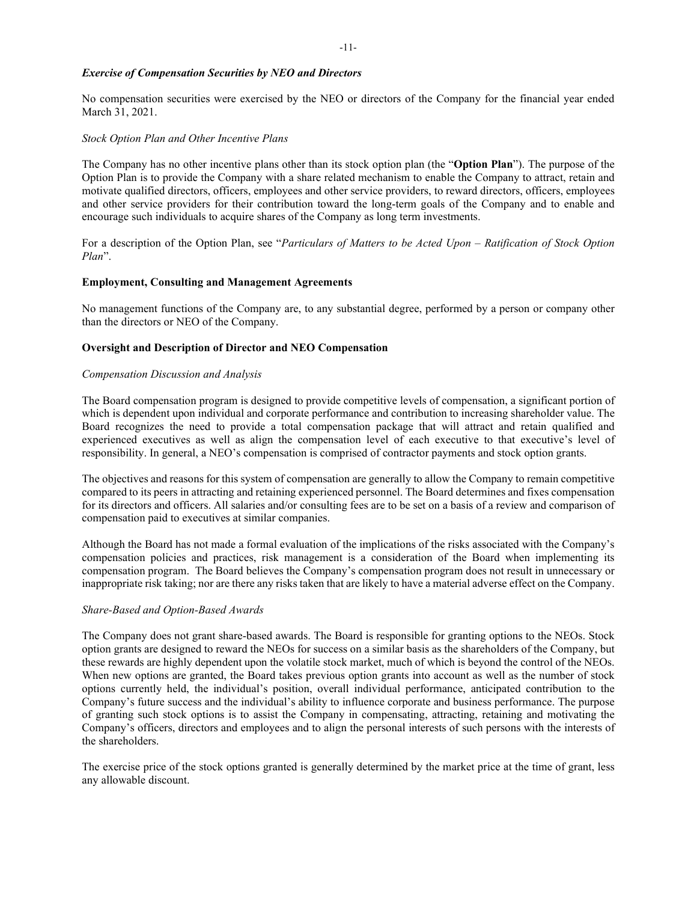### *Exercise of Compensation Securities by NEO and Directors*

No compensation securities were exercised by the NEO or directors of the Company for the financial year ended March 31, 2021.

*Stock Option Plan and Other Incentive Plans*

The Company has no other incentive plans other than its stock option plan (the "**Option Plan**"). The purpose of the Option Plan is to provide the Company with a share related mechanism to enable the Company to attract, retain and motivate qualified directors, officers, employees and other service providers, to reward directors, officers, employees and other service providers for their contribution toward the long-term goals of the Company and to enable and encourage such individuals to acquire shares of the Company as long term investments.

For a description of the Option Plan, see "*Particulars of Matters to be Acted Upon – Ratification of Stock Option Plan*".

## Employment, Consulting and Management Agreements

No management functions of the Company are, to any substantial degree, performed by a person or company other than the directors or NEO of the Company.

## Oversight and Description of Director and NEO Compensation

*Compensation Discussion and Analysis*

The Board compensation program is designed to provide competitive levels of compensation, a significant portion of which is dependent upon individual and corporate performance and contribution to increasing shareholder value. The Board recognizes the need to provide a total compensation package that will attract and retain qualified and experienced executives as well as align the compensation level of each executive to that executive's level of responsibility. In general, a NEO's compensation is comprised of contractor payments and stock option grants.

The objectives and reasons for this system of compensation are generally to allow the Company to remain competitive compared to its peers in attracting and retaining experienced personnel. The Board determines and fixes compensation for its directors and officers. All salaries and/or consulting fees are to be set on a basis of a review and comparison of compensation paid to executives at similar companies.

Although the Board has not made a formal evaluation of the implications of the risks associated with the Company's compensation policies and practices, risk management is a consideration of the Board when implementing its compensation program. The Board believes the Company's compensation program does not result in unnecessary or inappropriate risk taking; nor are there any risks taken that are likely to have a material adverse effect on the Company.

*Share-Based and Option-Based Awards*

The Company does not grant share-based awards. The Board is responsible for granting options to the NEOs. Stock option grants are designed to reward the NEOs for success on a similar basis as the shareholders of the Company, but these rewards are highly dependent upon the volatile stock market, much of which is beyond the control of the NEOs. When new options are granted, the Board takes previous option grants into account as well as the number of stock options currently held, the individual's position, overall individual performance, anticipated contribution to the Company's future success and the individual's ability to influence corporate and business performance. The purpose of granting such stock options is to assist the Company in compensating, attracting, retaining and motivating the Company's officers, directors and employees and to align the personal interests of such persons with the interests of the shareholders.

The exercise price of the stock options granted is generally determined by the market price at the time of grant, less any allowable discount.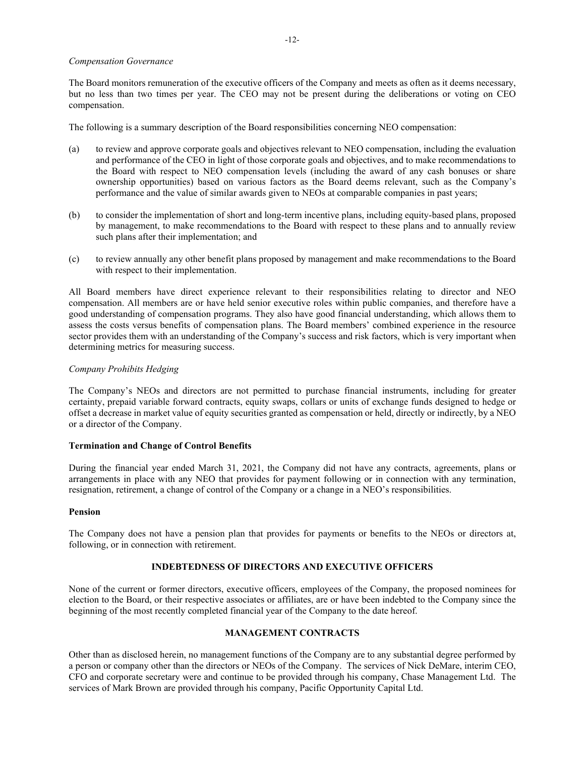*Compensation Governance*

The Board monitors remuneration of the executive officers of the Company and meets as often as it deems necessary, but no less than two times per year. The CEO may not be present during the deliberations or voting on CEO compensation.

The following is a summary description of the Board responsibilities concerning NEO compensation:

(a) to review and approve corporate goals and objectives relevant to NEO compensation, including the evaluation and performance of the CEO in light of those corporate goals and objectives, and to make recommendations to the Board with respect to NEO compensation levels (including the award of any cash bonuses or share ownership opportunities) based on various factors as the Board deems relevant, such as the Company's performance and the value of similar awards given to NEOs at comparable companies in past years;

(b) to consider the implementation of short and long-term incentive plans, including equity-based plans, proposed by management, to make recommendations to the Board with respect to these plans and to annually review such plans after their implementation; and

(c) to review annually any other benefit plans proposed by management and make recommendations to the Board with respect to their implementation.

All Board members have direct experience relevant to their responsibilities relating to director and NEO compensation. All members are or have held senior executive roles within public companies, and therefore have a good understanding of compensation programs. They also have good financial understanding, which allows them to assess the costs versus benefits of compensation plans. The Board members' combined experience in the resource sector provides them with an understanding of the Company's success and risk factors, which is very important when determining metrics for measuring success.

*Company Prohibits Hedging*

The Company's NEOs and directors are not permitted to purchase financial instruments, including for greater certainty, prepaid variable forward contracts, equity swaps, collars or units of exchange funds designed to hedge or offset a decrease in market value of equity securities granted as compensation or held, directly or indirectly, by a NEO or a director of the Company.

**Termination and Change of Control Benefits**

During the financial year ended March 31, 2021, the Company did not have any contracts, agreements, plans or arrangements in place with any NEO that provides for payment following or in connection with any termination, resignation, retirement, a change of control of the Company or a change in a NEO's responsibilities.

**Pension**

The Company does not have a pension plan that provides for payments or benefits to the NEOs or directors at, following, or in connection with retirement.

## INDEBTEDNESS OF DIRECTORS AND EXECUTIVE OFFICERS

None of the current or former directors, executive officers, employees of the Company, the proposed nominees for election to the Board, or their respective associates or affiliates, are or have been indebted to the Company since the beginning of the most recently completed financial year of the Company to the date hereof.

## MANAGEMENT CONTRACTS

Other than as disclosed herein, no management functions of the Company are to any substantial degree performed by a person or company other than the directors or NEOs of the Company. The services of Nick DeMare, interim CEO, CFO and corporate secretary were and continue to be provided through his company, Chase Management Ltd. The services of Mark Brown are provided through his company, Pacific Opportunity Capital Ltd.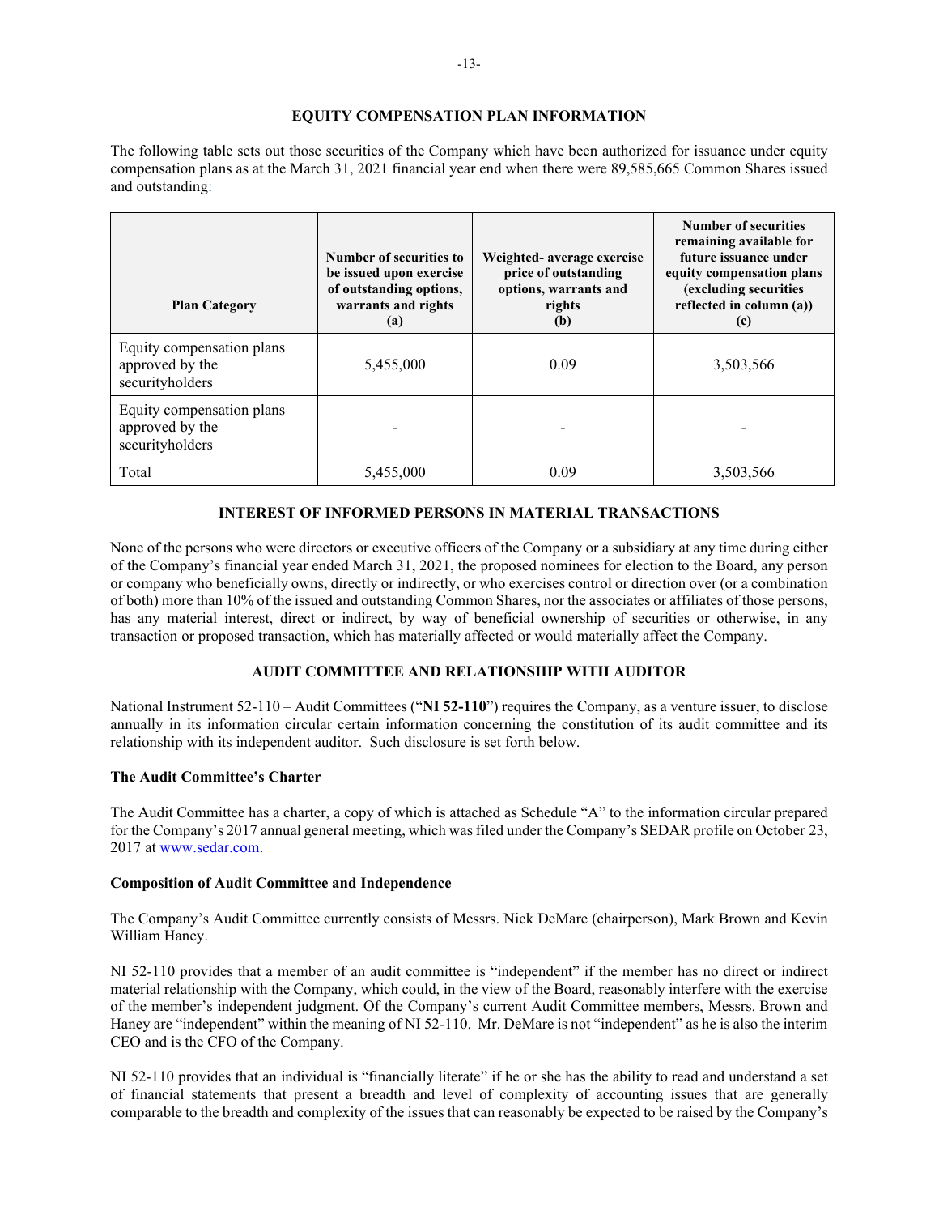## EQUITY COMPENSATION PLAN INFORMATION

The following table sets out those securities of the Company which have been authorized for issuance under equity compensation plans as at the March 31, 2021 financial year end when there were 89,585,665 Common Shares issued and outstanding:

| Plan Category | Number of securities to be issued upon exercise of outstanding options, warrants and rights (a) | Weighted- average exercise price of outstanding options, warrants and rights (b) | Number of securities remaining available for future issuance under equity compensation plans (excluding securities reflected in column (a)) (c) |
|---|---|---|---|
| Equity compensation plans approved by the securityholders | 5,455,000 | 0.09 | 3,503,566 |
| Equity compensation plans approved by the securityholders | - | - | - |
| Total | 5,455,000 | 0.09 | 3,503,566 |

## INTEREST OF INFORMED PERSONS IN MATERIAL TRANSACTIONS

None of the persons who were directors or executive officers of the Company or a subsidiary at any time during either of the Company's financial year ended March 31, 2021, the proposed nominees for election to the Board, any person or company who beneficially owns, directly or indirectly, or who exercises control or direction over (or a combination of both) more than 10% of the issued and outstanding Common Shares, nor the associates or affiliates of those persons, has any material interest, direct or indirect, by way of beneficial ownership of securities or otherwise, in any transaction or proposed transaction, which has materially affected or would materially affect the Company.

## AUDIT COMMITTEE AND RELATIONSHIP WITH AUDITOR

National Instrument 52-110 – Audit Committees ("**NI 52-110**") requires the Company, as a venture issuer, to disclose annually in its information circular certain information concerning the constitution of its audit committee and its relationship with its independent auditor. Such disclosure is set forth below.

### The Audit Committee's Charter

The Audit Committee has a charter, a copy of which is attached as Schedule "A" to the information circular prepared for the Company's 2017 annual general meeting, which was filed under the Company's SEDAR profile on October 23, 2017 at www.sedar.com.

### Composition of Audit Committee and Independence

The Company's Audit Committee currently consists of Messrs. Nick DeMare (chairperson), Mark Brown and Kevin William Haney.

NI 52-110 provides that a member of an audit committee is "independent" if the member has no direct or indirect material relationship with the Company, which could, in the view of the Board, reasonably interfere with the exercise of the member's independent judgment. Of the Company's current Audit Committee members, Messrs. Brown and Haney are "independent" within the meaning of NI 52-110. Mr. DeMare is not "independent" as he is also the interim CEO and is the CFO of the Company.

NI 52-110 provides that an individual is "financially literate" if he or she has the ability to read and understand a set of financial statements that present a breadth and level of complexity of accounting issues that are generally comparable to the breadth and complexity of the issues that can reasonably be expected to be raised by the Company's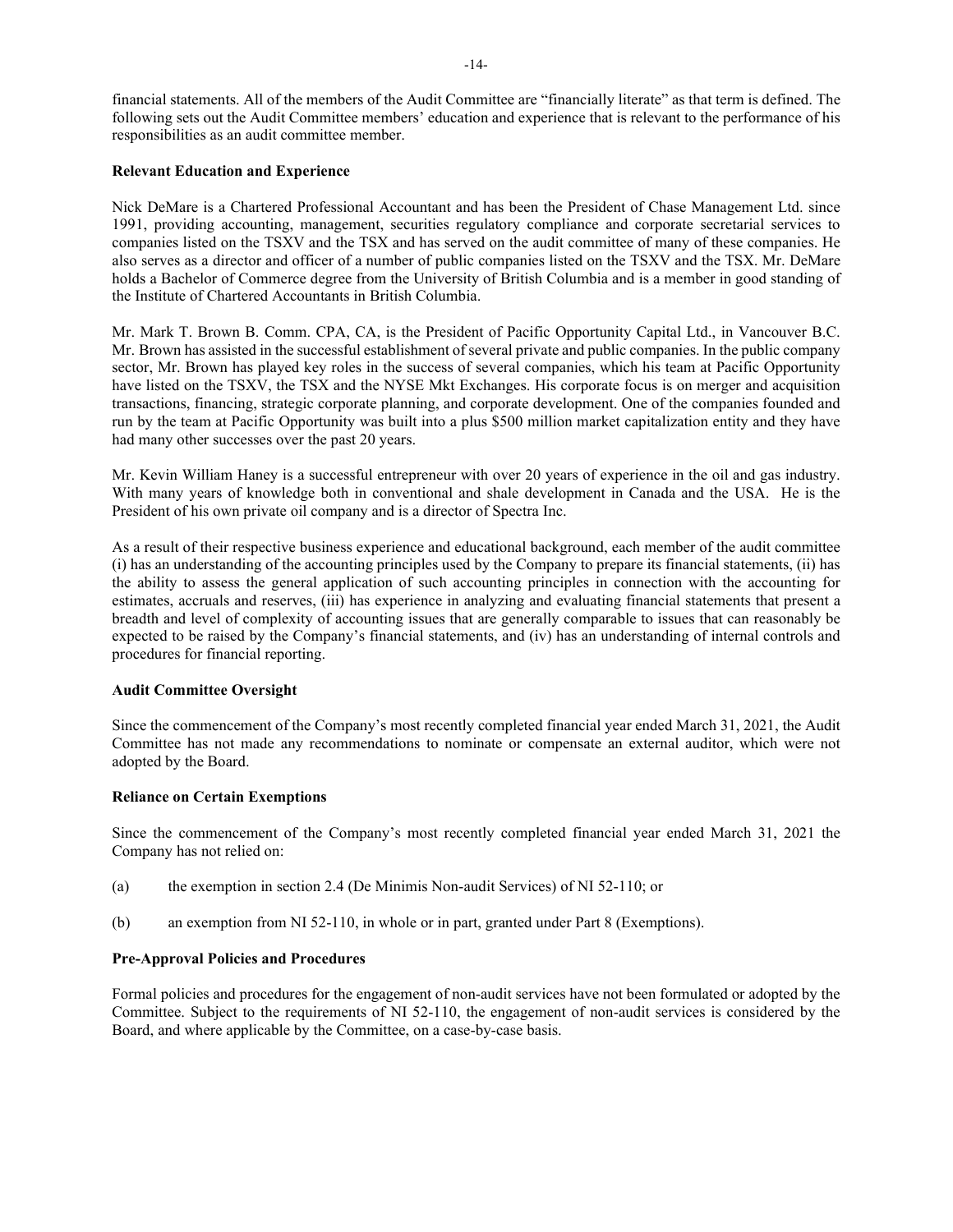financial statements. All of the members of the Audit Committee are "financially literate" as that term is defined. The following sets out the Audit Committee members' education and experience that is relevant to the performance of his responsibilities as an audit committee member.

**Relevant Education and Experience**

Nick DeMare is a Chartered Professional Accountant and has been the President of Chase Management Ltd. since 1991, providing accounting, management, securities regulatory compliance and corporate secretarial services to companies listed on the TSXV and the TSX and has served on the audit committee of many of these companies. He also serves as a director and officer of a number of public companies listed on the TSXV and the TSX. Mr. DeMare holds a Bachelor of Commerce degree from the University of British Columbia and is a member in good standing of the Institute of Chartered Accountants in British Columbia.

Mr. Mark T. Brown B. Comm. CPA, CA, is the President of Pacific Opportunity Capital Ltd., in Vancouver B.C. Mr. Brown has assisted in the successful establishment of several private and public companies. In the public company sector, Mr. Brown has played key roles in the success of several companies, which his team at Pacific Opportunity have listed on the TSXV, the TSX and the NYSE Mkt Exchanges. His corporate focus is on merger and acquisition transactions, financing, strategic corporate planning, and corporate development. One of the companies founded and run by the team at Pacific Opportunity was built into a plus $500 million market capitalization entity and they have had many other successes over the past 20 years.

Mr. Kevin William Haney is a successful entrepreneur with over 20 years of experience in the oil and gas industry. With many years of knowledge both in conventional and shale development in Canada and the USA. He is the President of his own private oil company and is a director of Spectra Inc.

As a result of their respective business experience and educational background, each member of the audit committee (i) has an understanding of the accounting principles used by the Company to prepare its financial statements, (ii) has the ability to assess the general application of such accounting principles in connection with the accounting for estimates, accruals and reserves, (iii) has experience in analyzing and evaluating financial statements that present a breadth and level of complexity of accounting issues that are generally comparable to issues that can reasonably be expected to be raised by the Company's financial statements, and (iv) has an understanding of internal controls and procedures for financial reporting.

**Audit Committee Oversight**

Since the commencement of the Company's most recently completed financial year ended March 31, 2021, the Audit Committee has not made any recommendations to nominate or compensate an external auditor, which were not adopted by the Board.

**Reliance on Certain Exemptions**

Since the commencement of the Company's most recently completed financial year ended March 31, 2021 the Company has not relied on:

(a) the exemption in section 2.4 (De Minimis Non-audit Services) of NI 52-110; or

(b) an exemption from NI 52-110, in whole or in part, granted under Part 8 (Exemptions).

**Pre-Approval Policies and Procedures**

Formal policies and procedures for the engagement of non-audit services have not been formulated or adopted by the Committee. Subject to the requirements of NI 52-110, the engagement of non-audit services is considered by the Board, and where applicable by the Committee, on a case-by-case basis.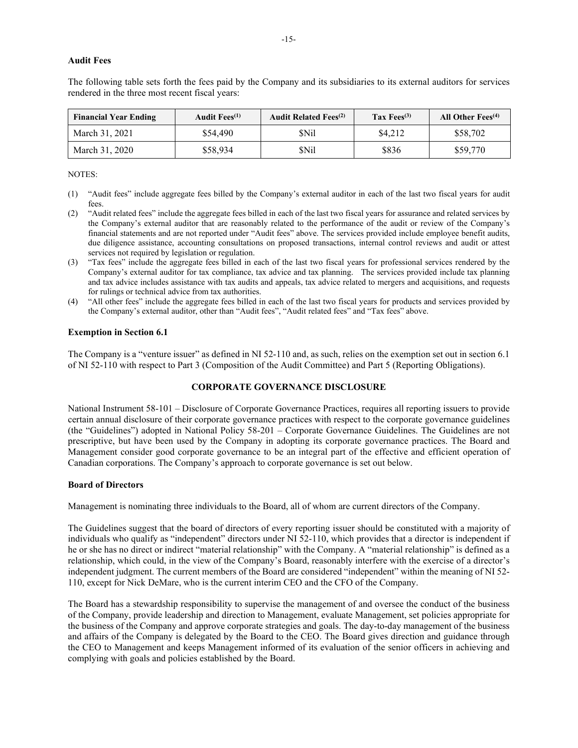**Audit Fees**

The following table sets forth the fees paid by the Company and its subsidiaries to its external auditors for services rendered in the three most recent fiscal years:

| Financial Year Ending | Audit Fees(1) | Audit Related Fees(2) | Tax Fees(3) | All Other Fees(4) |
|---|---|---|---|---|
| March 31, 2021 | $54,490 | $Nil | $4,212 | $58,702 |
| March 31, 2020 | $58,934 | $Nil | $836 | $59,770 |

NOTES:

(1) "Audit fees" include aggregate fees billed by the Company's external auditor in each of the last two fiscal years for audit fees.

(2) "Audit related fees" include the aggregate fees billed in each of the last two fiscal years for assurance and related services by the Company's external auditor that are reasonably related to the performance of the audit or review of the Company's financial statements and are not reported under "Audit fees" above. The services provided include employee benefit audits, due diligence assistance, accounting consultations on proposed transactions, internal control reviews and audit or attest services not required by legislation or regulation.

(3) "Tax fees" include the aggregate fees billed in each of the last two fiscal years for professional services rendered by the Company's external auditor for tax compliance, tax advice and tax planning. The services provided include tax planning and tax advice includes assistance with tax audits and appeals, tax advice related to mergers and acquisitions, and requests for rulings or technical advice from tax authorities.

(4) "All other fees" include the aggregate fees billed in each of the last two fiscal years for products and services provided by the Company's external auditor, other than "Audit fees", "Audit related fees" and "Tax fees" above.

**Exemption in Section 6.1**

The Company is a "venture issuer" as defined in NI 52-110 and, as such, relies on the exemption set out in section 6.1 of NI 52-110 with respect to Part 3 (Composition of the Audit Committee) and Part 5 (Reporting Obligations).

## CORPORATE GOVERNANCE DISCLOSURE

National Instrument 58-101 – Disclosure of Corporate Governance Practices, requires all reporting issuers to provide certain annual disclosure of their corporate governance practices with respect to the corporate governance guidelines (the "Guidelines") adopted in National Policy 58-201 – Corporate Governance Guidelines. The Guidelines are not prescriptive, but have been used by the Company in adopting its corporate governance practices. The Board and Management consider good corporate governance to be an integral part of the effective and efficient operation of Canadian corporations. The Company's approach to corporate governance is set out below.

**Board of Directors**

Management is nominating three individuals to the Board, all of whom are current directors of the Company.

The Guidelines suggest that the board of directors of every reporting issuer should be constituted with a majority of individuals who qualify as "independent" directors under NI 52-110, which provides that a director is independent if he or she has no direct or indirect "material relationship" with the Company. A "material relationship" is defined as a relationship, which could, in the view of the Company's Board, reasonably interfere with the exercise of a director's independent judgment. The current members of the Board are considered "independent" within the meaning of NI 52-110, except for Nick DeMare, who is the current interim CEO and the CFO of the Company.

The Board has a stewardship responsibility to supervise the management of and oversee the conduct of the business of the Company, provide leadership and direction to Management, evaluate Management, set policies appropriate for the business of the Company and approve corporate strategies and goals. The day-to-day management of the business and affairs of the Company is delegated by the Board to the CEO. The Board gives direction and guidance through the CEO to Management and keeps Management informed of its evaluation of the senior officers in achieving and complying with goals and policies established by the Board.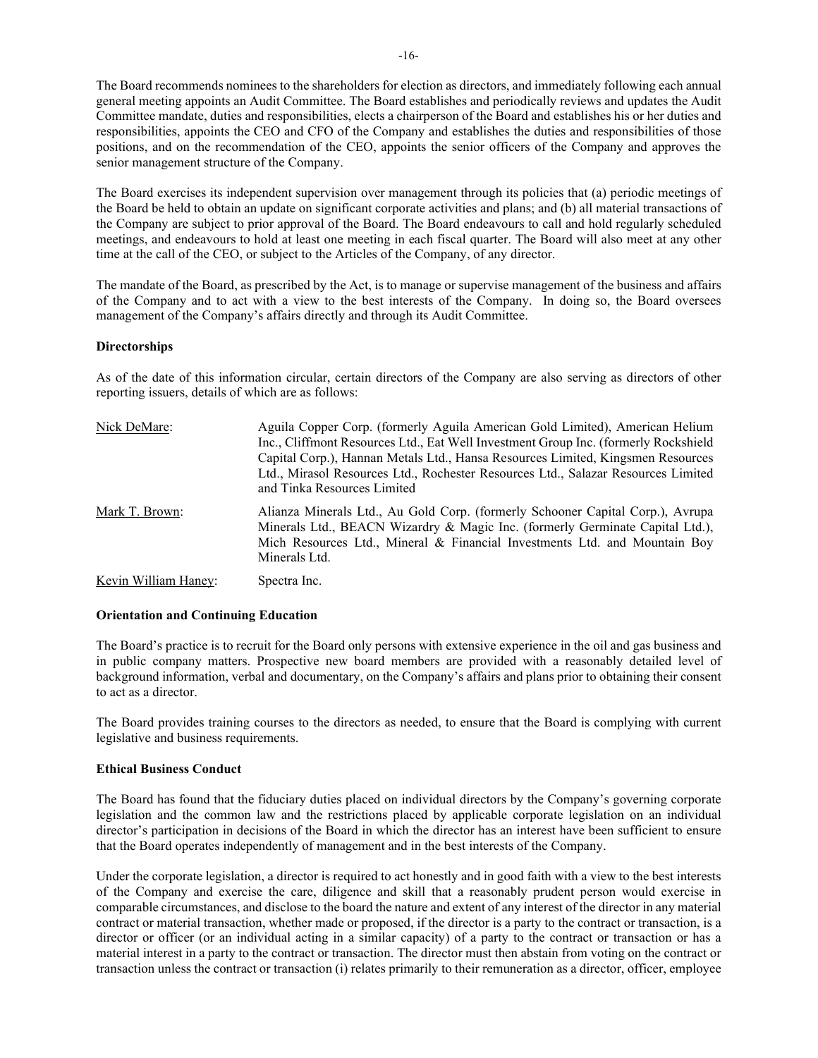The Board recommends nominees to the shareholders for election as directors, and immediately following each annual general meeting appoints an Audit Committee. The Board establishes and periodically reviews and updates the Audit Committee mandate, duties and responsibilities, elects a chairperson of the Board and establishes his or her duties and responsibilities, appoints the CEO and CFO of the Company and establishes the duties and responsibilities of those positions, and on the recommendation of the CEO, appoints the senior officers of the Company and approves the senior management structure of the Company.

The Board exercises its independent supervision over management through its policies that (a) periodic meetings of the Board be held to obtain an update on significant corporate activities and plans; and (b) all material transactions of the Company are subject to prior approval of the Board. The Board endeavours to call and hold regularly scheduled meetings, and endeavours to hold at least one meeting in each fiscal quarter. The Board will also meet at any other time at the call of the CEO, or subject to the Articles of the Company, of any director.

The mandate of the Board, as prescribed by the Act, is to manage or supervise management of the business and affairs of the Company and to act with a view to the best interests of the Company. In doing so, the Board oversees management of the Company's affairs directly and through its Audit Committee.

**Directorships**

As of the date of this information circular, certain directors of the Company are also serving as directors of other reporting issuers, details of which are as follows:

| | |
|---|---|
| Nick DeMare: | Aguila Copper Corp. (formerly Aguila American Gold Limited), American Helium Inc., Cliffmont Resources Ltd., Eat Well Investment Group Inc. (formerly Rockshield Capital Corp.), Hannan Metals Ltd., Hansa Resources Limited, Kingsmen Resources Ltd., Mirasol Resources Ltd., Rochester Resources Ltd., Salazar Resources Limited and Tinka Resources Limited |
| Mark T. Brown: | Alianza Minerals Ltd., Au Gold Corp. (formerly Schooner Capital Corp.), Avrupa Minerals Ltd., BEACN Wizardry & Magic Inc. (formerly Germinate Capital Ltd.), Mich Resources Ltd., Mineral & Financial Investments Ltd. and Mountain Boy Minerals Ltd. |
| Kevin William Haney: | Spectra Inc. |

**Orientation and Continuing Education**

The Board's practice is to recruit for the Board only persons with extensive experience in the oil and gas business and in public company matters. Prospective new board members are provided with a reasonably detailed level of background information, verbal and documentary, on the Company's affairs and plans prior to obtaining their consent to act as a director.

The Board provides training courses to the directors as needed, to ensure that the Board is complying with current legislative and business requirements.

**Ethical Business Conduct**

The Board has found that the fiduciary duties placed on individual directors by the Company's governing corporate legislation and the common law and the restrictions placed by applicable corporate legislation on an individual director's participation in decisions of the Board in which the director has an interest have been sufficient to ensure that the Board operates independently of management and in the best interests of the Company.

Under the corporate legislation, a director is required to act honestly and in good faith with a view to the best interests of the Company and exercise the care, diligence and skill that a reasonably prudent person would exercise in comparable circumstances, and disclose to the board the nature and extent of any interest of the director in any material contract or material transaction, whether made or proposed, if the director is a party to the contract or transaction, is a director or officer (or an individual acting in a similar capacity) of a party to the contract or transaction or has a material interest in a party to the contract or transaction. The director must then abstain from voting on the contract or transaction unless the contract or transaction (i) relates primarily to their remuneration as a director, officer, employee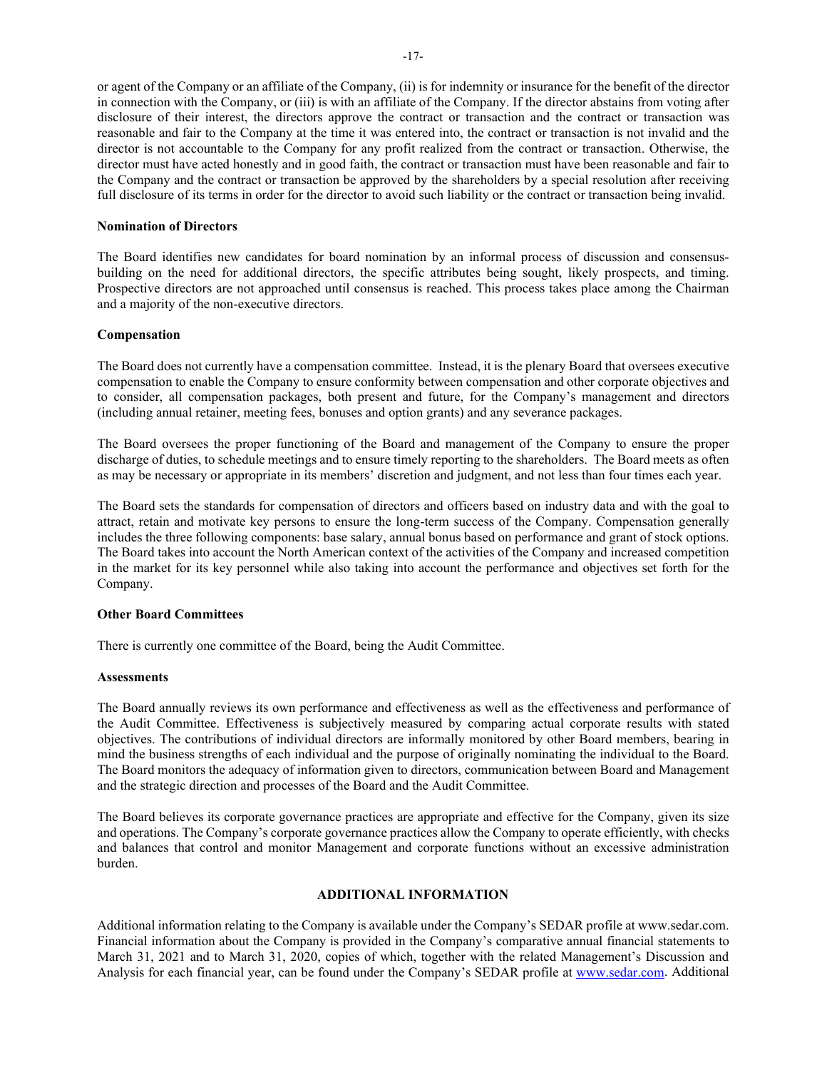or agent of the Company or an affiliate of the Company, (ii) is for indemnity or insurance for the benefit of the director in connection with the Company, or (iii) is with an affiliate of the Company. If the director abstains from voting after disclosure of their interest, the directors approve the contract or transaction and the contract or transaction was reasonable and fair to the Company at the time it was entered into, the contract or transaction is not invalid and the director is not accountable to the Company for any profit realized from the contract or transaction. Otherwise, the director must have acted honestly and in good faith, the contract or transaction must have been reasonable and fair to the Company and the contract or transaction be approved by the shareholders by a special resolution after receiving full disclosure of its terms in order for the director to avoid such liability or the contract or transaction being invalid.

**Nomination of Directors**

The Board identifies new candidates for board nomination by an informal process of discussion and consensus-building on the need for additional directors, the specific attributes being sought, likely prospects, and timing. Prospective directors are not approached until consensus is reached. This process takes place among the Chairman and a majority of the non-executive directors.

**Compensation**

The Board does not currently have a compensation committee. Instead, it is the plenary Board that oversees executive compensation to enable the Company to ensure conformity between compensation and other corporate objectives and to consider, all compensation packages, both present and future, for the Company's management and directors (including annual retainer, meeting fees, bonuses and option grants) and any severance packages.

The Board oversees the proper functioning of the Board and management of the Company to ensure the proper discharge of duties, to schedule meetings and to ensure timely reporting to the shareholders. The Board meets as often as may be necessary or appropriate in its members' discretion and judgment, and not less than four times each year.

The Board sets the standards for compensation of directors and officers based on industry data and with the goal to attract, retain and motivate key persons to ensure the long-term success of the Company. Compensation generally includes the three following components: base salary, annual bonus based on performance and grant of stock options. The Board takes into account the North American context of the activities of the Company and increased competition in the market for its key personnel while also taking into account the performance and objectives set forth for the Company.

**Other Board Committees**

There is currently one committee of the Board, being the Audit Committee.

**Assessments**

The Board annually reviews its own performance and effectiveness as well as the effectiveness and performance of the Audit Committee. Effectiveness is subjectively measured by comparing actual corporate results with stated objectives. The contributions of individual directors are informally monitored by other Board members, bearing in mind the business strengths of each individual and the purpose of originally nominating the individual to the Board. The Board monitors the adequacy of information given to directors, communication between Board and Management and the strategic direction and processes of the Board and the Audit Committee.

The Board believes its corporate governance practices are appropriate and effective for the Company, given its size and operations. The Company's corporate governance practices allow the Company to operate efficiently, with checks and balances that control and monitor Management and corporate functions without an excessive administration burden.

## ADDITIONAL INFORMATION

Additional information relating to the Company is available under the Company's SEDAR profile at www.sedar.com. Financial information about the Company is provided in the Company's comparative annual financial statements to March 31, 2021 and to March 31, 2020, copies of which, together with the related Management's Discussion and Analysis for each financial year, can be found under the Company's SEDAR profile at www.sedar.com. Additional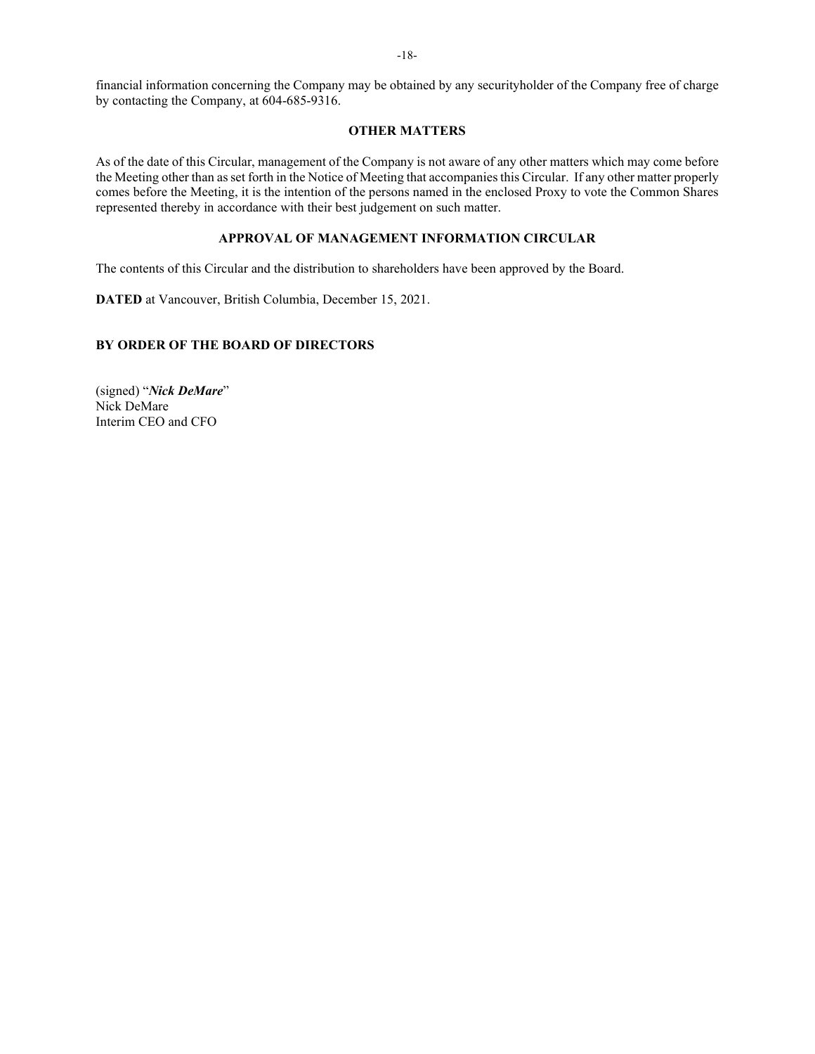financial information concerning the Company may be obtained by any securityholder of the Company free of charge by contacting the Company, at 604-685-9316.

## OTHER MATTERS

As of the date of this Circular, management of the Company is not aware of any other matters which may come before the Meeting other than as set forth in the Notice of Meeting that accompanies this Circular. If any other matter properly comes before the Meeting, it is the intention of the persons named in the enclosed Proxy to vote the Common Shares represented thereby in accordance with their best judgement on such matter.

## APPROVAL OF MANAGEMENT INFORMATION CIRCULAR

The contents of this Circular and the distribution to shareholders have been approved by the Board.

**DATED** at Vancouver, British Columbia, December 15, 2021.

**BY ORDER OF THE BOARD OF DIRECTORS**

(signed) "***Nick DeMare***"
Nick DeMare
Interim CEO and CFO